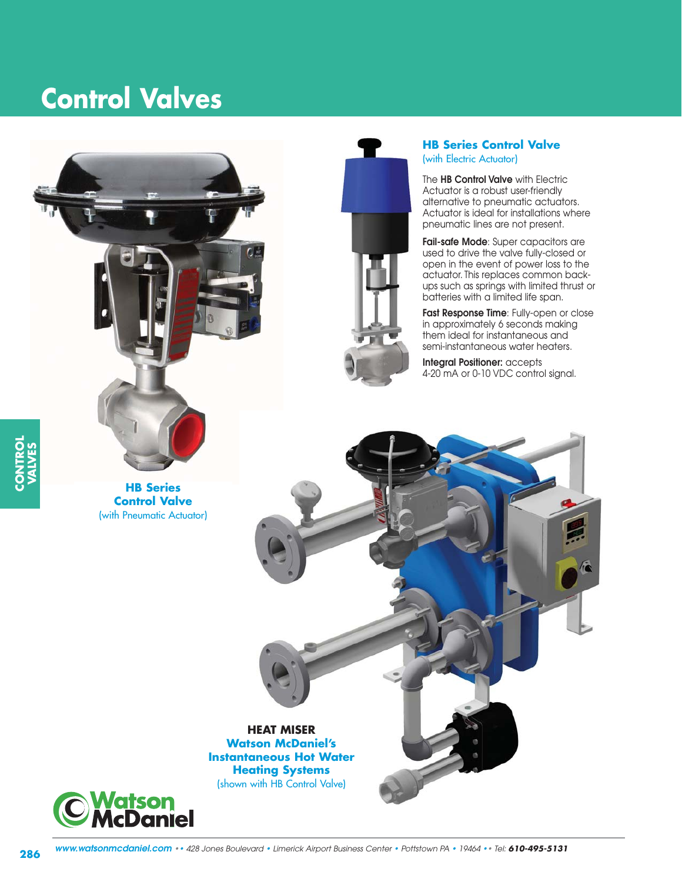# Control Valves

## HB Series Control Valve
(with Electric Actuator)

The **HB Control Valve** with Electric Actuator is a robust user-friendly alternative to pneumatic actuators. Actuator is ideal for installations where pneumatic lines are not present.

**Fail-safe Mode**: Super capacitors are used to drive the valve fully-closed or open in the event of power loss to the actuator. This replaces common back-ups such as springs with limited thrust or batteries with a limited life span.

**Fast Response Time**: Fully-open or close in approximately 6 seconds making them ideal for instantaneous and semi-instantaneous water heaters.

**Integral Positioner:** accepts 4-20 mA or 0-10 VDC control signal.

**HB Series Control Valve**
(with Pneumatic Actuator)

**HEAT MISER**
**Watson McDaniel's Instantaneous Hot Water Heating Systems**
(shown with HB Control Valve)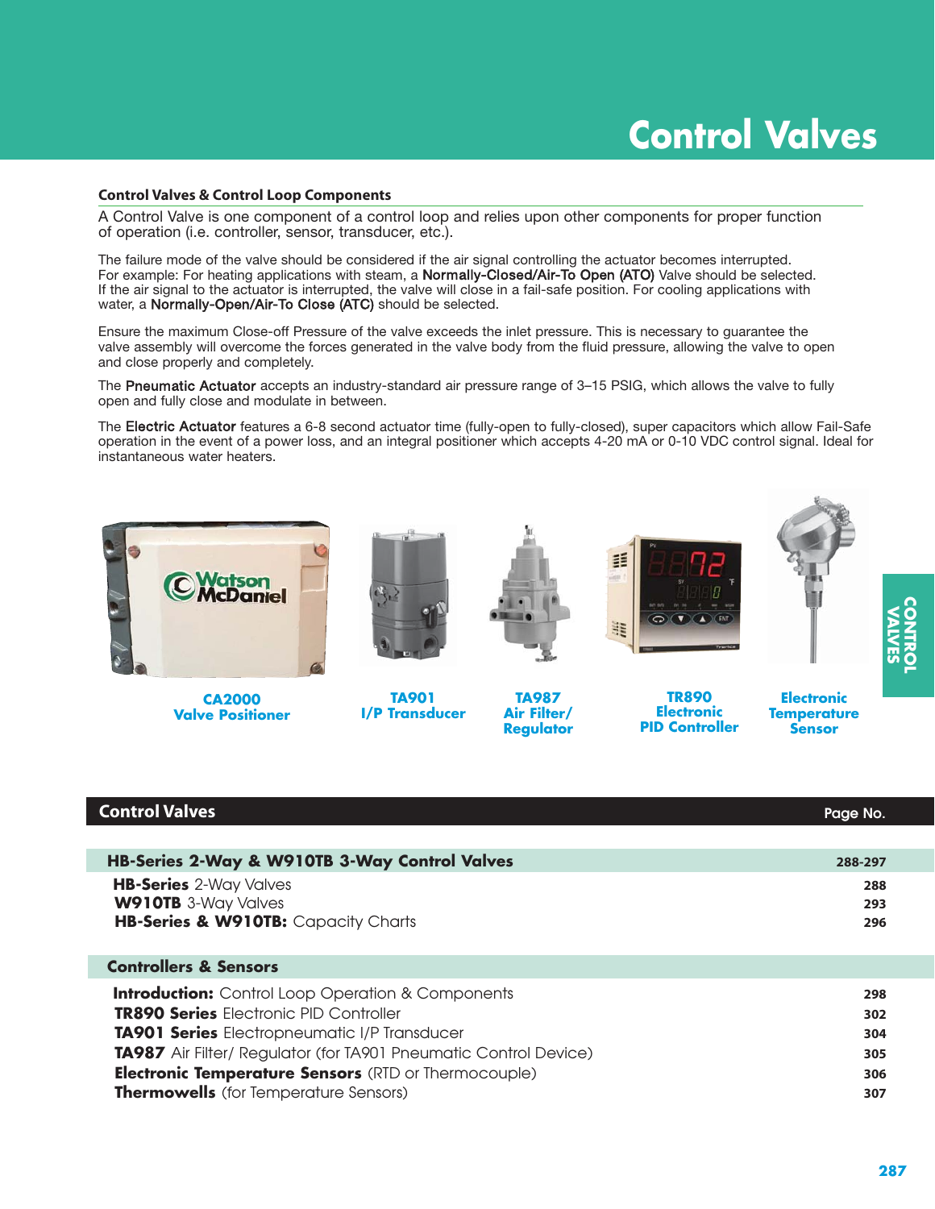# Control Valves

## Control Valves & Control Loop Components

A Control Valve is one component of a control loop and relies upon other components for proper function of operation (i.e. controller, sensor, transducer, etc.).

The failure mode of the valve should be considered if the air signal controlling the actuator becomes interrupted. For example: For heating applications with steam, a **Normally-Closed/Air-To Open (ATO)** Valve should be selected. If the air signal to the actuator is interrupted, the valve will close in a fail-safe position. For cooling applications with water, a **Normally-Open/Air-To Close (ATC)** should be selected.

Ensure the maximum Close-off Pressure of the valve exceeds the inlet pressure. This is necessary to guarantee the valve assembly will overcome the forces generated in the valve body from the fluid pressure, allowing the valve to open and close properly and completely.

The **Pneumatic Actuator** accepts an industry-standard air pressure range of 3–15 PSIG, which allows the valve to fully open and fully close and modulate in between.

The **Electric Actuator** features a 6-8 second actuator time (fully-open to fully-closed), super capacitors which allow Fail-Safe operation in the event of a power loss, and an integral positioner which accepts 4-20 mA or 0-10 VDC control signal. Ideal for instantaneous water heaters.

**CA2000 Valve Positioner**

**TA901 I/P Transducer**

**TA987 Air Filter/ Regulator**

**TR890 Electronic PID Controller**

**Electronic Temperature Sensor**

| Control Valves | Page No. |
|---|---|
| **HB-Series 2-Way & W910TB 3-Way Control Valves** | **288-297** |
| **HB-Series** 2-Way Valves | 288 |
| **W910TB** 3-Way Valves | 293 |
| **HB-Series & W910TB:** Capacity Charts | 296 |
| **Controllers & Sensors** | |
| **Introduction:** Control Loop Operation & Components | 298 |
| **TR890 Series** Electronic PID Controller | 302 |
| **TA901 Series** Electropneumatic I/P Transducer | 304 |
| **TA987** Air Filter/ Regulator (for TA901 Pneumatic Control Device) | 305 |
| **Electronic Temperature Sensors** (RTD or Thermocouple) | 306 |
| **Thermowells** (for Temperature Sensors) | 307 |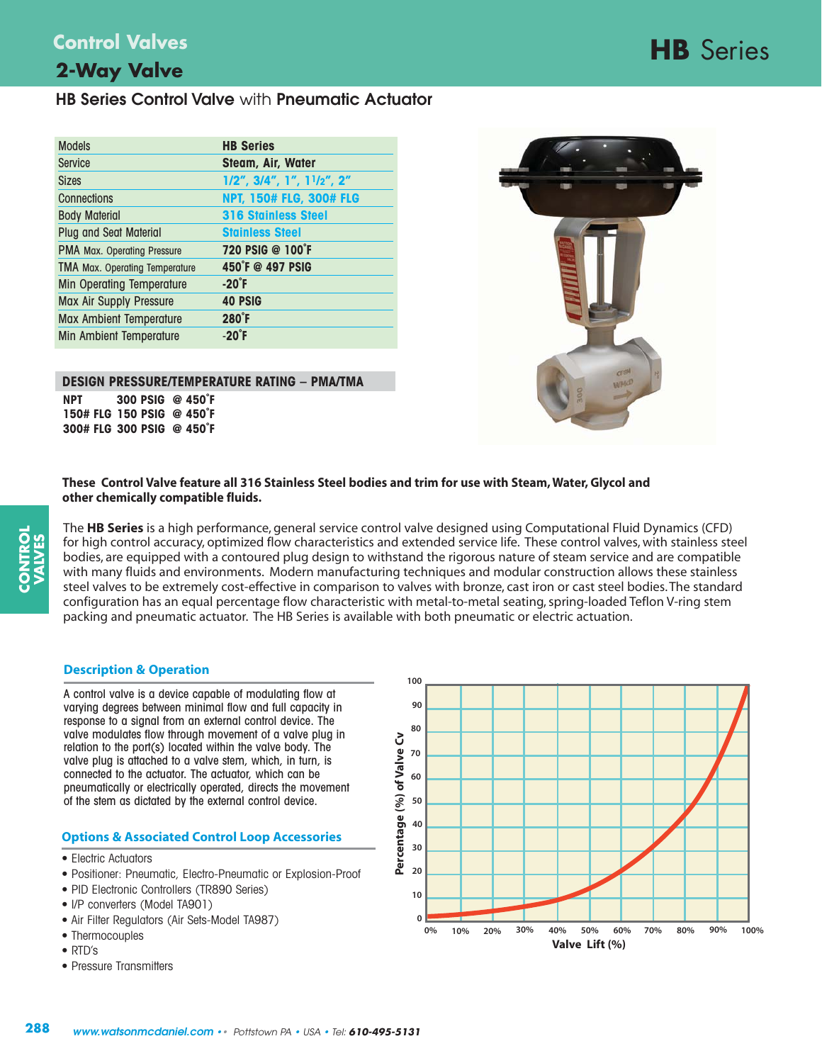# Control Valves

## 2-Way Valve

# HB Series

### HB Series Control Valve with Pneumatic Actuator

| Models | HB Series |
|---|---|
| Service | Steam, Air, Water |
| Sizes | 1/2", 3/4", 1", 1½", 2" |
| Connections | NPT, 150# FLG, 300# FLG |
| Body Material | 316 Stainless Steel |
| Plug and Seat Material | Stainless Steel |
| PMA Max. Operating Pressure | 720 PSIG @ 100°F |
| TMA Max. Operating Temperature | 450°F @ 497 PSIG |
| Min Operating Temperature | -20°F |
| Max Air Supply Pressure | 40 PSIG |
| Max Ambient Temperature | 280°F |
| Min Ambient Temperature | -20°F |

**DESIGN PRESSURE/TEMPERATURE RATING – PMA/TMA**

| | | |
|---|---|---|
| NPT | 300 PSIG | @ 450°F |
| 150# FLG | 150 PSIG | @ 450°F |
| 300# FLG | 300 PSIG | @ 450°F |

**These Control Valve feature all 316 Stainless Steel bodies and trim for use with Steam, Water, Glycol and other chemically compatible fluids.**

The **HB Series** is a high performance, general service control valve designed using Computational Fluid Dynamics (CFD) for high control accuracy, optimized flow characteristics and extended service life. These control valves, with stainless steel bodies, are equipped with a contoured plug design to withstand the rigorous nature of steam service and are compatible with many fluids and environments. Modern manufacturing techniques and modular construction allows these stainless steel valves to be extremely cost-effective in comparison to valves with bronze, cast iron or cast steel bodies. The standard configuration has an equal percentage flow characteristic with metal-to-metal seating, spring-loaded Teflon V-ring stem packing and pneumatic actuator. The HB Series is available with both pneumatic or electric actuation.

### Description & Operation

A control valve is a device capable of modulating flow at varying degrees between minimal flow and full capacity in response to a signal from an external control device. The valve modulates flow through movement of a valve plug in relation to the port(s) located within the valve body. The valve plug is attached to a valve stem, which, in turn, is connected to the actuator. The actuator, which can be pneumatically or electrically operated, directs the movement of the stem as dictated by the external control device.

### Options & Associated Control Loop Accessories

- Electric Actuators
- Positioner: Pneumatic, Electro-Pneumatic or Explosion-Proof
- PID Electronic Controllers (TR890 Series)
- I/P converters (Model TA901)
- Air Filter Regulators (Air Sets-Model TA987)
- Thermocouples
- RTD's
- Pressure Transmitters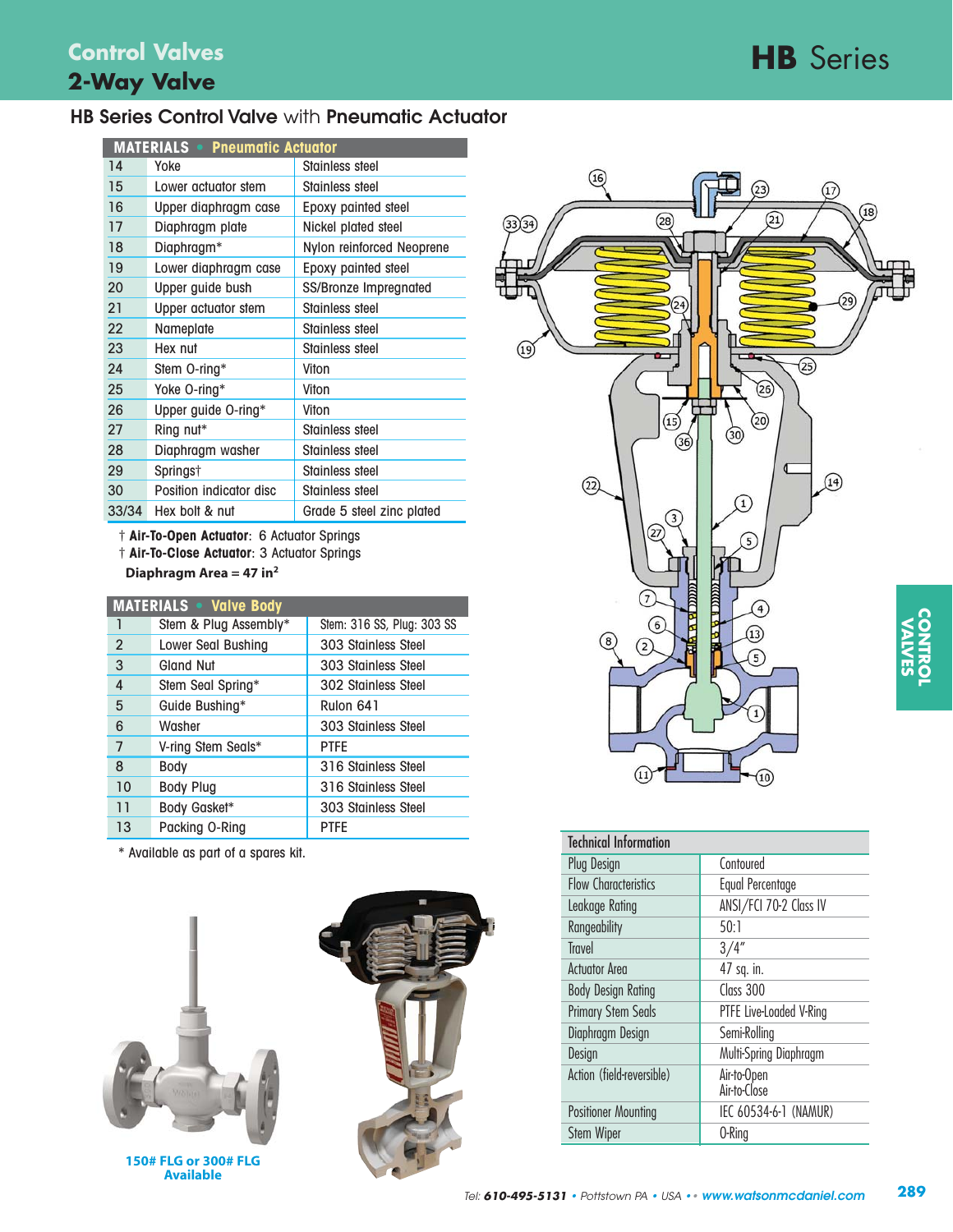# Control Valves
## 2-Way Valve

# HB Series

## HB Series Control Valve with Pneumatic Actuator

| MATERIALS • Pneumatic Actuator | | |
|---|---|---|
| 14 | Yoke | Stainless steel |
| 15 | Lower actuator stem | Stainless steel |
| 16 | Upper diaphragm case | Epoxy painted steel |
| 17 | Diaphragm plate | Nickel plated steel |
| 18 | Diaphragm* | Nylon reinforced Neoprene |
| 19 | Lower diaphragm case | Epoxy painted steel |
| 20 | Upper guide bush | SS/Bronze Impregnated |
| 21 | Upper actuator stem | Stainless steel |
| 22 | Nameplate | Stainless steel |
| 23 | Hex nut | Stainless steel |
| 24 | Stem O-ring* | Viton |
| 25 | Yoke O-ring* | Viton |
| 26 | Upper guide O-ring* | Viton |
| 27 | Ring nut* | Stainless steel |
| 28 | Diaphragm washer | Stainless steel |
| 29 | Springs† | Stainless steel |
| 30 | Position indicator disc | Stainless steel |
| 33/34 | Hex bolt & nut | Grade 5 steel zinc plated |

† **Air-To-Open Actuator**: 6 Actuator Springs
† **Air-To-Close Actuator**: 3 Actuator Springs

**Diaphragm Area = 47 in²**

| MATERIALS • Valve Body | | |
|---|---|---|
| 1 | Stem & Plug Assembly* | Stem: 316 SS, Plug: 303 SS |
| 2 | Lower Seal Bushing | 303 Stainless Steel |
| 3 | Gland Nut | 303 Stainless Steel |
| 4 | Stem Seal Spring* | 302 Stainless Steel |
| 5 | Guide Bushing* | Rulon 641 |
| 6 | Washer | 303 Stainless Steel |
| 7 | V-ring Stem Seals* | PTFE |
| 8 | Body | 316 Stainless Steel |
| 10 | Body Plug | 316 Stainless Steel |
| 11 | Body Gasket* | 303 Stainless Steel |
| 13 | Packing O-Ring | PTFE |

\* Available as part of a spares kit.

**150# FLG or 300# FLG Available**

| Technical Information | |
|---|---|
| Plug Design | Contoured |
| Flow Characteristics | Equal Percentage |
| Leakage Rating | ANSI/FCI 70-2 Class IV |
| Rangeability | 50:1 |
| Travel | 3/4" |
| Actuator Area | 47 sq. in. |
| Body Design Rating | Class 300 |
| Primary Stem Seals | PTFE Live-Loaded V-Ring |
| Diaphragm Design | Semi-Rolling |
| Design | Multi-Spring Diaphragm |
| Action (field-reversible) | Air-to-Open<br>Air-to-Close |
| Positioner Mounting | IEC 60534-6-1 (NAMUR) |
| Stem Wiper | O-Ring |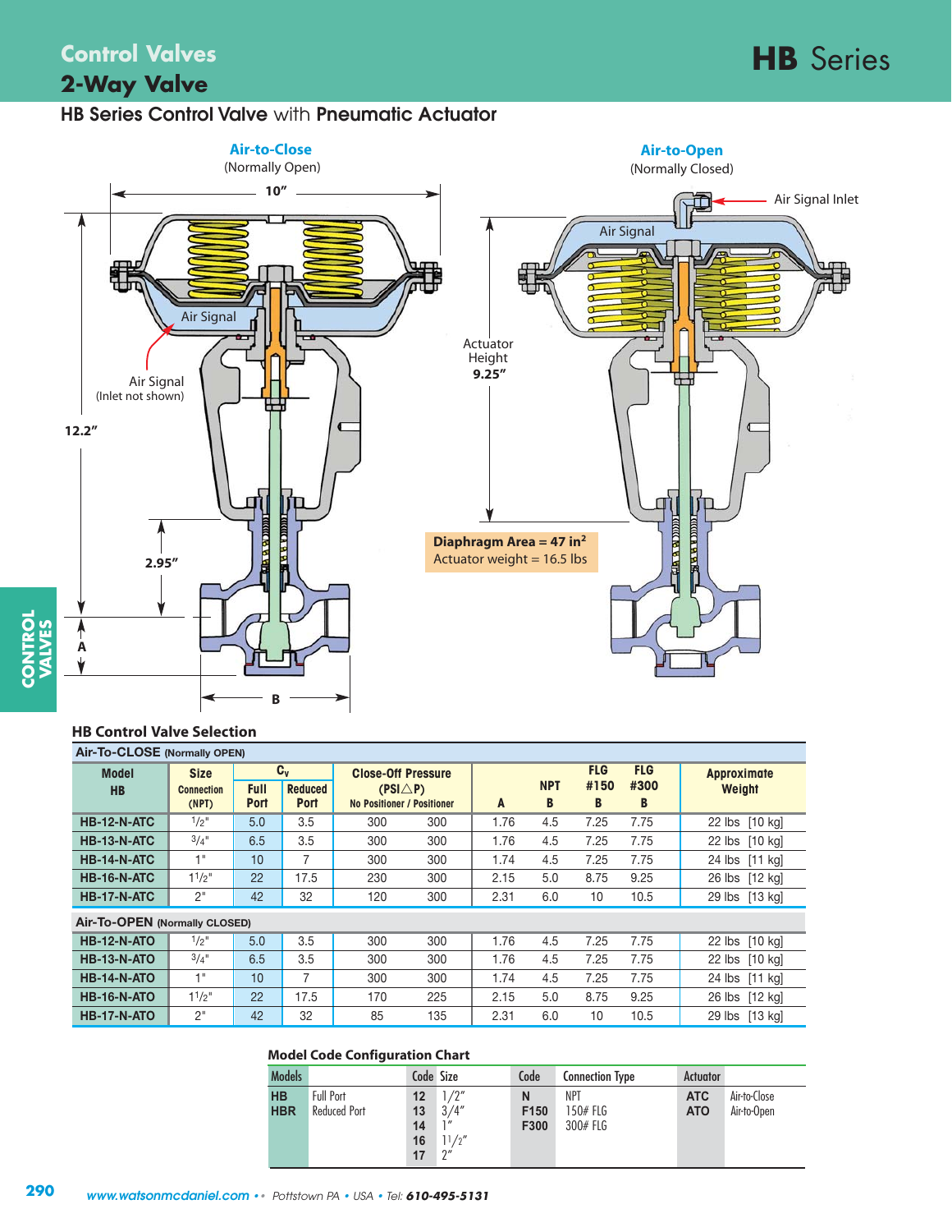# Control Valves

## 2-Way Valve

# HB Series

### HB Series Control Valve with Pneumatic Actuator

**Air-to-Close** (Normally Open)

**Air-to-Open** (Normally Closed)

10″ · 12.2″ · 2.95″ · A · B · Air Signal · Air Signal (Inlet not shown) · Actuator Height 9.25″ · Air Signal Inlet

**Diaphragm Area = 47 in²**
Actuator weight = 16.5 lbs

### HB Control Valve Selection

| Model HB | Size Connection (NPT) | $C_v$ Full Port | $C_v$ Reduced Port | Close-Off Pressure (PSI△P) No Positioner | Close-Off Pressure (PSI△P) Positioner | A | NPT B | FLG #150 B | FLG #300 B | Approximate Weight |
|---|---|---|---|---|---|---|---|---|---|---|
| **Air-To-CLOSE (Normally OPEN)** | | | | | | | | | | |
| HB-12-N-ATC | 1/2" | 5.0 | 3.5 | 300 | 300 | 1.76 | 4.5 | 7.25 | 7.75 | 22 lbs [10 kg] |
| HB-13-N-ATC | 3/4" | 6.5 | 3.5 | 300 | 300 | 1.76 | 4.5 | 7.25 | 7.75 | 22 lbs [10 kg] |
| HB-14-N-ATC | 1" | 10 | 7 | 300 | 300 | 1.74 | 4.5 | 7.25 | 7.75 | 24 lbs [11 kg] |
| HB-16-N-ATC | 1 1/2" | 22 | 17.5 | 230 | 300 | 2.15 | 5.0 | 8.75 | 9.25 | 26 lbs [12 kg] |
| HB-17-N-ATC | 2" | 42 | 32 | 120 | 300 | 2.31 | 6.0 | 10 | 10.5 | 29 lbs [13 kg] |
| **Air-To-OPEN (Normally CLOSED)** | | | | | | | | | | |
| HB-12-N-ATO | 1/2" | 5.0 | 3.5 | 300 | 300 | 1.76 | 4.5 | 7.25 | 7.75 | 22 lbs [10 kg] |
| HB-13-N-ATO | 3/4" | 6.5 | 3.5 | 300 | 300 | 1.76 | 4.5 | 7.25 | 7.75 | 22 lbs [10 kg] |
| HB-14-N-ATO | 1" | 10 | 7 | 300 | 300 | 1.74 | 4.5 | 7.25 | 7.75 | 24 lbs [11 kg] |
| HB-16-N-ATO | 1 1/2" | 22 | 17.5 | 170 | 225 | 2.15 | 5.0 | 8.75 | 9.25 | 26 lbs [12 kg] |
| HB-17-N-ATO | 2" | 42 | 32 | 85 | 135 | 2.31 | 6.0 | 10 | 10.5 | 29 lbs [13 kg] |

### Model Code Configuration Chart

| Models | | Code | Size | Code | Connection Type | Actuator | |
|---|---|---|---|---|---|---|---|
| **HB** | Full Port | **12** | 1/2″ | **N** | NPT | **ATC** | Air-to-Close |
| **HBR** | Reduced Port | **13** | 3/4″ | **F150** | 150# FLG | **ATO** | Air-to-Open |
| | | **14** | 1″ | **F300** | 300# FLG | | |
| | | **16** | 1 1/2″ | | | | |
| | | **17** | 2″ | | | | |

www.watsonmcdaniel.com • • Pottstown PA • USA • Tel: 610-495-5131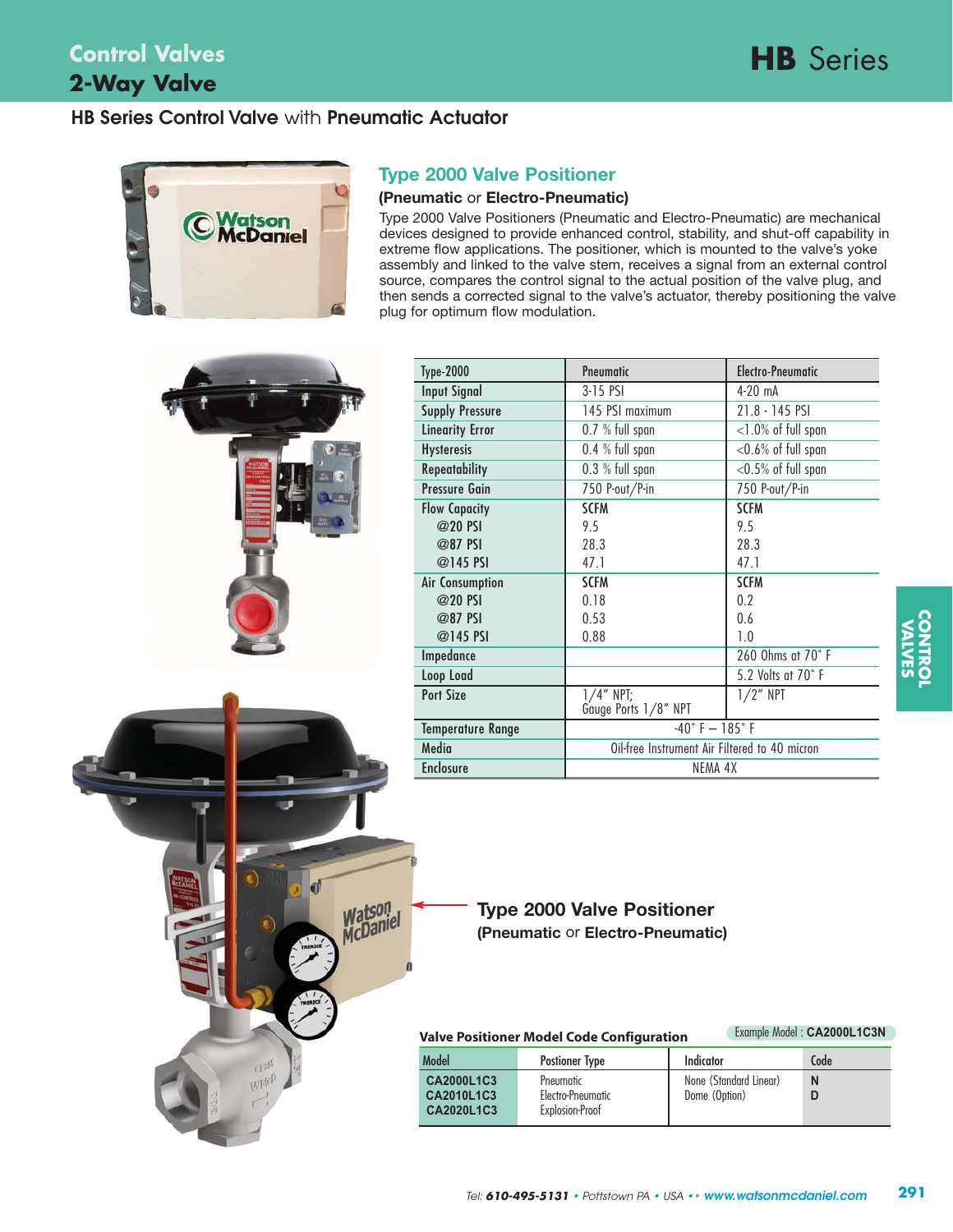# Control Valves
## 2-Way Valve

**HB Series**

### HB Series Control Valve with Pneumatic Actuator

## Type 2000 Valve Positioner

**(Pneumatic** or **Electro-Pneumatic)**

Type 2000 Valve Positioners (Pneumatic and Electro-Pneumatic) are mechanical devices designed to provide enhanced control, stability, and shut-off capability in extreme flow applications. The positioner, which is mounted to the valve's yoke assembly and linked to the valve stem, receives a signal from an external control source, compares the control signal to the actual position of the valve plug, and then sends a corrected signal to the valve's actuator, thereby positioning the valve plug for optimum flow modulation.

| Type-2000 | Pneumatic | Electro-Pneumatic |
|---|---|---|
| Input Signal | 3-15 PSI | 4-20 mA |
| Supply Pressure | 145 PSI maximum | 21.8 - 145 PSI |
| Linearity Error | 0.7 % full span | <1.0% of full span |
| Hysteresis | 0.4 % full span | <0.6% of full span |
| Repeatability | 0.3 % full span | <0.5% of full span |
| Pressure Gain | 750 P-out/P-in | 750 P-out/P-in |
| Flow Capacity | SCFM | SCFM |
| @20 PSI | 9.5 | 9.5 |
| @87 PSI | 28.3 | 28.3 |
| @145 PSI | 47.1 | 47.1 |
| Air Consumption | SCFM | SCFM |
| @20 PSI | 0.18 | 0.2 |
| @87 PSI | 0.53 | 0.6 |
| @145 PSI | 0.88 | 1.0 |
| Impedance | | 260 Ohms at 70° F |
| Loop Load | | 5.2 Volts at 70° F |
| Port Size | 1/4" NPT; Gauge Ports 1/8" NPT | 1/2" NPT |
| Temperature Range | -40° F – 185° F | |
| Media | Oil-free Instrument Air Filtered to 40 micron | |
| Enclosure | NEMA 4X | |

**Type 2000 Valve Positioner**
**(Pneumatic** or **Electro-Pneumatic)**

**Valve Positioner Model Code Configuration**

Example Model : **CA2000L1C3N**

| Model | Postioner Type | Indicator | Code |
|---|---|---|---|
| **CA2000L1C3** | Pneumatic | None (Standard Linear) | **N** |
| **CA2010L1C3** | Electro-Pneumatic | Dome (Option) | **D** |
| **CA2020L1C3** | Explosion-Proof | | |

CONTROL VALVES

Tel: **610-495-5131** • Pottstown PA • USA •• **www.watsonmcdaniel.com**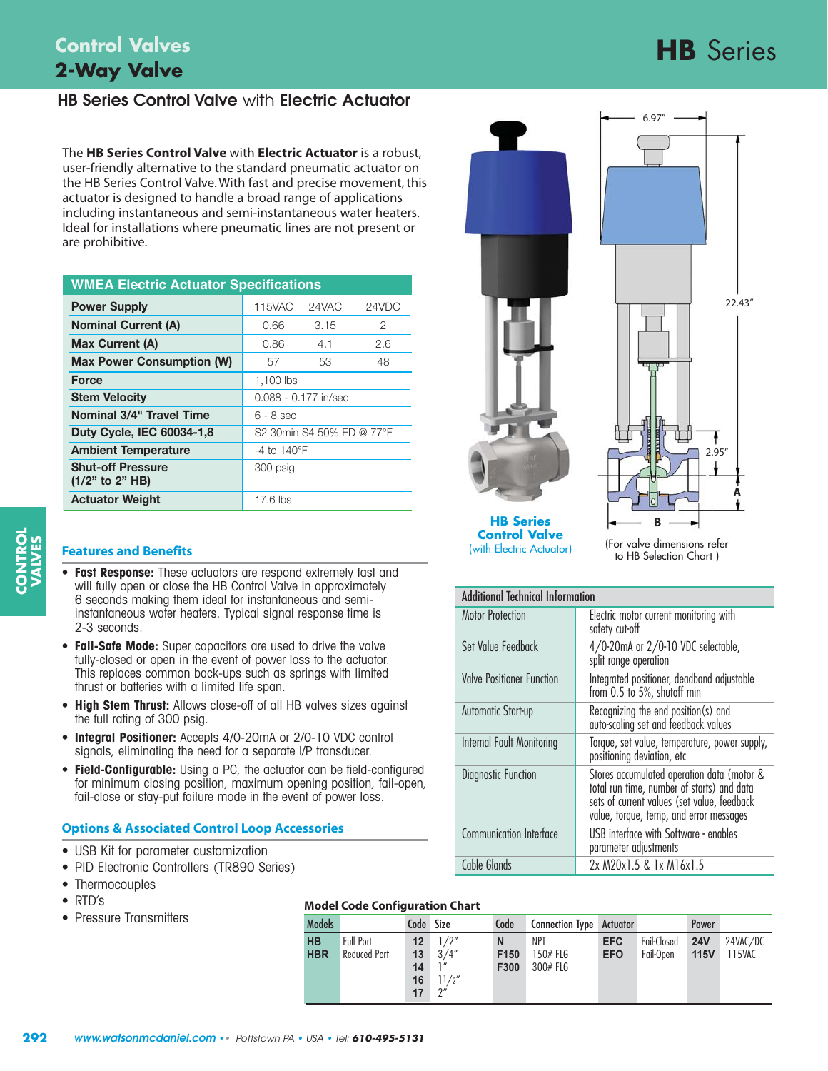# Control Valves

## 2-Way Valve

# HB Series

## HB Series Control Valve with Electric Actuator

The **HB Series Control Valve** with **Electric Actuator** is a robust, user-friendly alternative to the standard pneumatic actuator on the HB Series Control Valve. With fast and precise movement, this actuator is designed to handle a broad range of applications including instantaneous and semi-instantaneous water heaters. Ideal for installations where pneumatic lines are not present or are prohibitive.

| WMEA Electric Actuator Specifications | | | |
|---|---|---|---|
| **Power Supply** | 115VAC | 24VAC | 24VDC |
| **Nominal Current (A)** | 0.66 | 3.15 | 2 |
| **Max Current (A)** | 0.86 | 4.1 | 2.6 |
| **Max Power Consumption (W)** | 57 | 53 | 48 |
| **Force** | 1,100 lbs | | |
| **Stem Velocity** | 0.088 - 0.177 in/sec | | |
| **Nominal 3/4" Travel Time** | 6 - 8 sec | | |
| **Duty Cycle, IEC 60034-1,8** | S2 30min S4 50% ED @ 77°F | | |
| **Ambient Temperature** | -4 to 140°F | | |
| **Shut-off Pressure (1/2" to 2" HB)** | 300 psig | | |
| **Actuator Weight** | 17.6 lbs | | |

6.97"

22.43"

2.95"

A

B

**HB Series Control Valve** (with Electric Actuator)

(For valve dimensions refer to HB Selection Chart )

### Features and Benefits

- **Fast Response:** These actuators are respond extremely fast and will fully open or close the HB Control Valve in approximately 6 seconds making them ideal for instantaneous and semi-instantaneous water heaters. Typical signal response time is 2-3 seconds.
- **Fail-Safe Mode:** Super capacitors are used to drive the valve fully-closed or open in the event of power loss to the actuator. This replaces common back-ups such as springs with limited thrust or batteries with a limited life span.
- **High Stem Thrust:** Allows close-off of all HB valves sizes against the full rating of 300 psig.
- **Integral Positioner:** Accepts 4/0-20mA or 2/0-10 VDC control signals, eliminating the need for a separate I/P transducer.
- **Field-Configurable:** Using a PC, the actuator can be field-configured for minimum closing position, maximum opening position, fail-open, fail-close or stay-put failure mode in the event of power loss.

### Options & Associated Control Loop Accessories

- USB Kit for parameter customization
- PID Electronic Controllers (TR890 Series)
- Thermocouples
- RTD's
- Pressure Transmitters

| Additional Technical Information | |
|---|---|
| Motor Protection | Electric motor current monitoring with safety cut-off |
| Set Value Feedback | 4/0-20mA or 2/0-10 VDC selectable, split range operation |
| Valve Positioner Function | Integrated positioner, deadband adjustable from 0.5 to 5%, shutoff min |
| Automatic Start-up | Recognizing the end position(s) and auto-scaling set and feedback values |
| Internal Fault Monitoring | Torque, set value, temperature, power supply, positioning deviation, etc |
| Diagnostic Function | Stores accumulated operation data (motor & total run time, number of starts) and data sets of current values (set value, feedback value, torque, temp, and error messages |
| Communication Interface | USB interface with Software - enables parameter adjustments |
| Cable Glands | 2x M20x1.5 & 1x M16x1.5 |

### Model Code Configuration Chart

| Models | | Code | Size | Code | Connection Type | Actuator | | Power | |
|---|---|---|---|---|---|---|---|---|---|
| **HB** | Full Port | **12** | 1/2" | **N** | NPT | **EFC** | Fail-Closed | **24V** | 24VAC/DC |
| **HBR** | Reduced Port | **13** | 3/4" | **F150** | 150# FLG | **EFO** | Fail-Open | **115V** | 115VAC |
| | | **14** | 1" | **F300** | 300# FLG | | | | |
| | | **16** | 1 1/2" | | | | | | |
| | | **17** | 2" | | | | | | |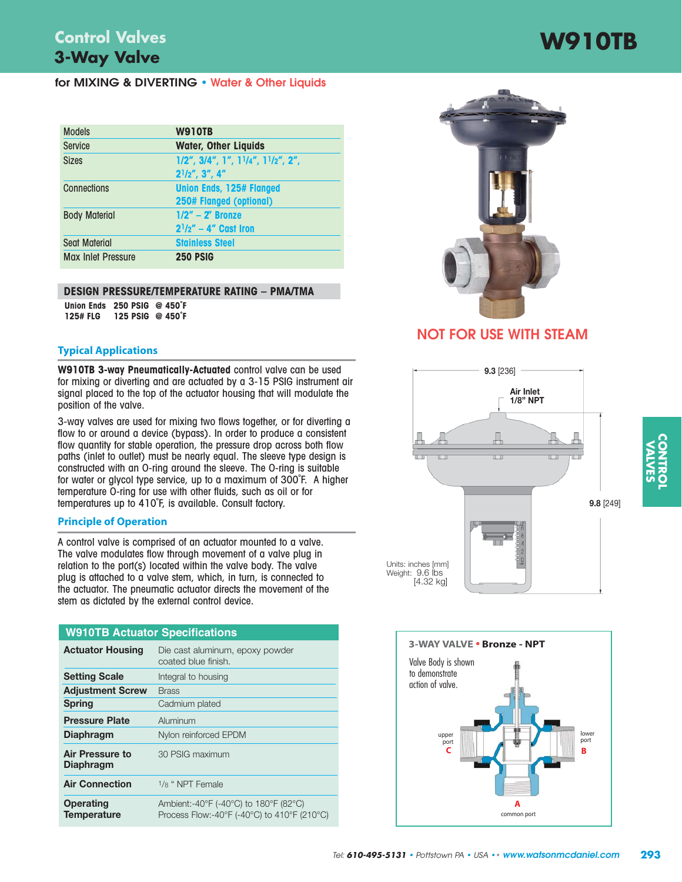# Control Valves
## 3-Way Valve

# W910TB

**for MIXING & DIVERTING** • Water & Other Liquids

| | |
|---|---|
| Models | **W910TB** |
| Service | **Water, Other Liquids** |
| Sizes | 1/2", 3/4", 1", 1¼", 1½", 2", 2½", 3", 4" |
| Connections | Union Ends, 125# Flanged<br>250# Flanged (optional) |
| Body Material | 1/2" – 2" Bronze<br>2½" – 4" Cast Iron |
| Seat Material | Stainless Steel |
| Max Inlet Pressure | **250 PSIG** |

**DESIGN PRESSURE/TEMPERATURE RATING – PMA/TMA**

| | | |
|---|---|---|
| Union Ends | 250 PSIG | @ 450˚F |
| 125# FLG | 125 PSIG | @ 450˚F |

**NOT FOR USE WITH STEAM**

### Typical Applications

**W910TB 3-way Pneumatically-Actuated** control valve can be used for mixing or diverting and are actuated by a 3-15 PSIG instrument air signal placed to the top of the actuator housing that will modulate the position of the valve.

3-way valves are used for mixing two flows together, or for diverting a flow to or around a device (bypass). In order to produce a consistent flow quantity for stable operation, the pressure drop across both flow paths (inlet to outlet) must be nearly equal. The sleeve type design is constructed with an O-ring around the sleeve. The O-ring is suitable for water or glycol type service, up to a maximum of 300˚F. A higher temperature O-ring for use with other fluids, such as oil or for temperatures up to 410˚F, is available. Consult factory.

### Principle of Operation

A control valve is comprised of an actuator mounted to a valve. The valve modulates flow through movement of a valve plug in relation to the port(s) located within the valve body. The valve plug is attached to a valve stem, which, in turn, is connected to the actuator. The pneumatic actuator directs the movement of the stem as dictated by the external control device.

9.3 [236]

Air Inlet 1/8" NPT

9.8 [249]

Units: inches [mm]
Weight: 9.6 lbs [4.32 kg]

| W910TB Actuator Specifications | |
|---|---|
| **Actuator Housing** | Die cast aluminum, epoxy powder coated blue finish. |
| **Setting Scale** | Integral to housing |
| **Adjustment Screw** | Brass |
| **Spring** | Cadmium plated |
| **Pressure Plate** | Aluminum |
| **Diaphragm** | Nylon reinforced EPDM |
| **Air Pressure to Diaphragm** | 30 PSIG maximum |
| **Air Connection** | 1/8 " NPT Female |
| **Operating Temperature** | Ambient:-40°F (-40°C) to 180°F (82°C)<br>Process Flow:-40°F (-40°C) to 410°F (210°C) |

**3-WAY VALVE • Bronze - NPT**

Valve Body is shown to demonstrate action of valve.

upper port **C**

lower port **B**

**A** common port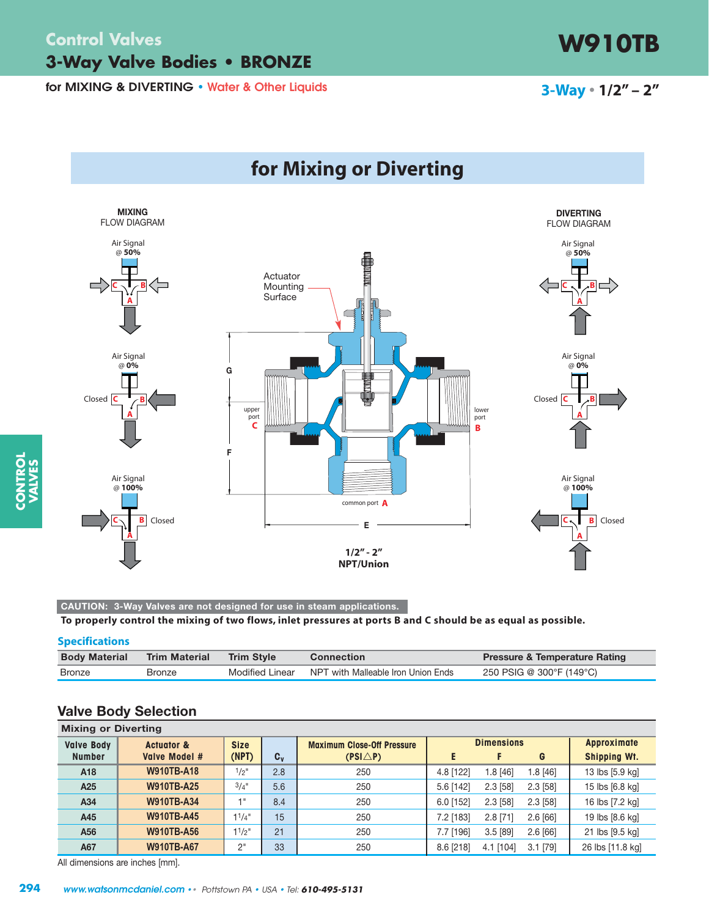# Control Valves

## 3-Way Valve Bodies • BRONZE

**W910TB**

for MIXING & DIVERTING • Water & Other Liquids

3-Way • 1/2" – 2"

## for Mixing or Diverting

MIXING FLOW DIAGRAM

Air Signal @ 50%

Air Signal @ 0% — Closed

Air Signal @ 100% — Closed

DIVERTING FLOW DIAGRAM

Air Signal @ 50%

Air Signal @ 0% — Closed

Air Signal @ 100% — Closed

Actuator Mounting Surface

upper port C

lower port B

common port A

1/2" - 2"
NPT/Union

**CAUTION: 3-Way Valves are not designed for use in steam applications.**

**To properly control the mixing of two flows, inlet pressures at ports B and C should be as equal as possible.**

### Specifications

| Body Material | Trim Material | Trim Style | Connection | Pressure & Temperature Rating |
|---|---|---|---|---|
| Bronze | Bronze | Modified Linear | NPT with Malleable Iron Union Ends | 250 PSIG @ 300°F (149°C) |

### Valve Body Selection

**Mixing or Diverting**

| Valve Body Number | Actuator & Valve Model # | Size (NPT) | $C_v$ | Maximum Close-Off Pressure (PSI△P) | Dimensions E | F | G | Approximate Shipping Wt. |
|---|---|---|---|---|---|---|---|---|
| A18 | W910TB-A18 | 1/2" | 2.8 | 250 | 4.8 [122] | 1.8 [46] | 1.8 [46] | 13 lbs [5.9 kg] |
| A25 | W910TB-A25 | 3/4" | 5.6 | 250 | 5.6 [142] | 2.3 [58] | 2.3 [58] | 15 lbs [6.8 kg] |
| A34 | W910TB-A34 | 1" | 8.4 | 250 | 6.0 [152] | 2.3 [58] | 2.3 [58] | 16 lbs [7.2 kg] |
| A45 | W910TB-A45 | 1 1/4" | 15 | 250 | 7.2 [183] | 2.8 [71] | 2.6 [66] | 19 lbs [8.6 kg] |
| A56 | W910TB-A56 | 1 1/2" | 21 | 250 | 7.7 [196] | 3.5 [89] | 2.6 [66] | 21 lbs [9.5 kg] |
| A67 | W910TB-A67 | 2" | 33 | 250 | 8.6 [218] | 4.1 [104] | 3.1 [79] | 26 lbs [11.8 kg] |

All dimensions are inches [mm].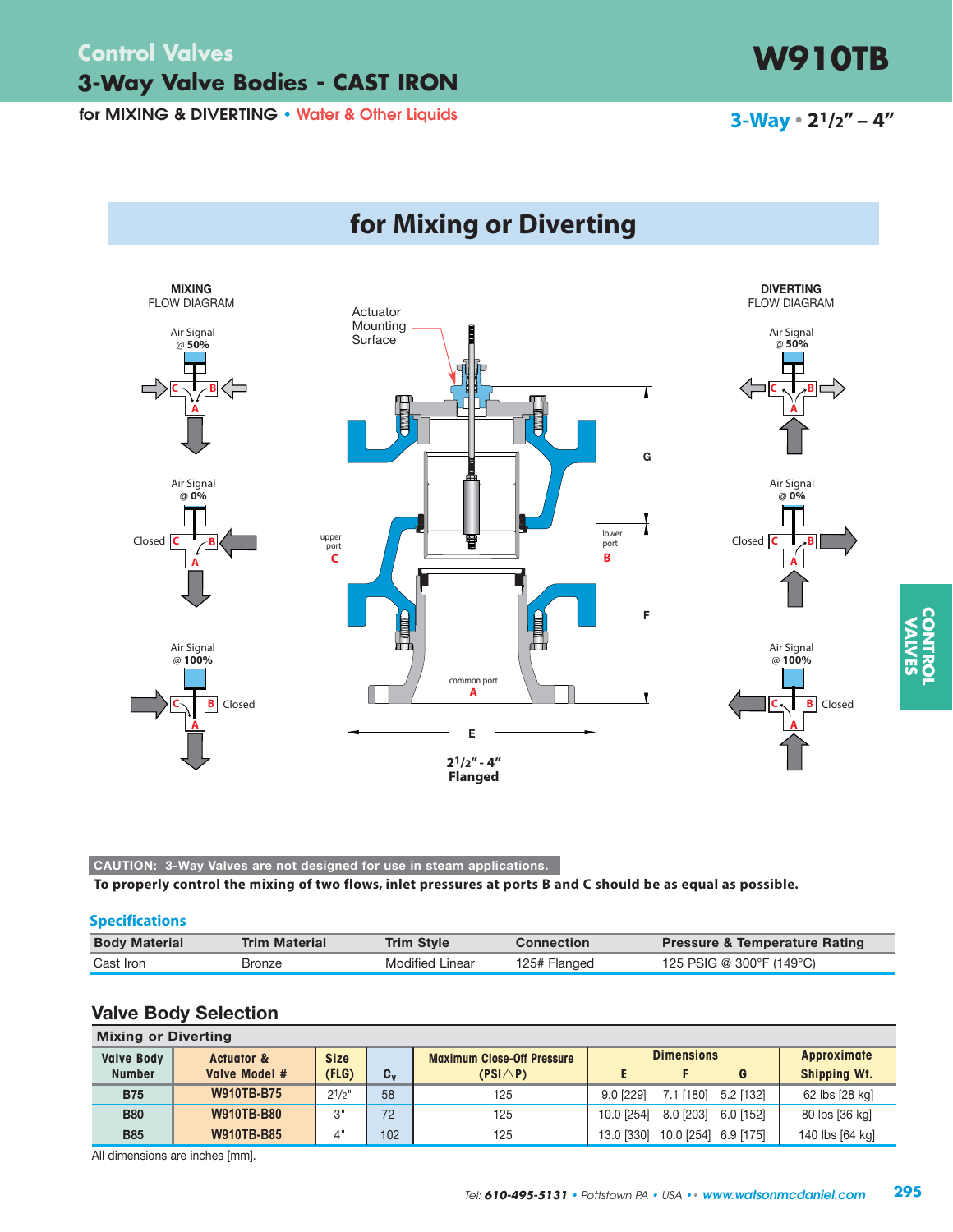# Control Valves

## 3-Way Valve Bodies - CAST IRON

# W910TB

for MIXING & DIVERTING • Water & Other Liquids

3-Way • 2 1/2" – 4"

## for Mixing or Diverting

MIXING FLOW DIAGRAM

Air Signal @ 50%

Air Signal @ 0% — Closed C

Air Signal @ 100% — B Closed

Actuator Mounting Surface

upper port C

lower port B

common port A

2 1/2" - 4" Flanged

DIVERTING FLOW DIAGRAM

Air Signal @ 50%

Air Signal @ 0% — Closed C

Air Signal @ 100% — B Closed

**CAUTION: 3-Way Valves are not designed for use in steam applications.**

**To properly control the mixing of two flows, inlet pressures at ports B and C should be as equal as possible.**

### Specifications

| Body Material | Trim Material | Trim Style | Connection | Pressure & Temperature Rating |
|---|---|---|---|---|
| Cast Iron | Bronze | Modified Linear | 125# Flanged | 125 PSIG @ 300°F (149°C) |

## Valve Body Selection

Mixing or Diverting

| Valve Body Number | Actuator & Valve Model # | Size (FLG) | $C_v$ | Maximum Close-Off Pressure (PSI△P) | Dimensions E | F | G | Approximate Shipping Wt. |
|---|---|---|---|---|---|---|---|---|
| B75 | W910TB-B75 | 2 1/2" | 58 | 125 | 9.0 [229] | 7.1 [180] | 5.2 [132] | 62 lbs [28 kg] |
| B80 | W910TB-B80 | 3" | 72 | 125 | 10.0 [254] | 8.0 [203] | 6.0 [152] | 80 lbs [36 kg] |
| B85 | W910TB-B85 | 4" | 102 | 125 | 13.0 [330] | 10.0 [254] | 6.9 [175] | 140 lbs [64 kg] |

All dimensions are inches [mm].

Tel: 610-495-5131 • Pottstown PA • USA •• www.watsonmcdaniel.com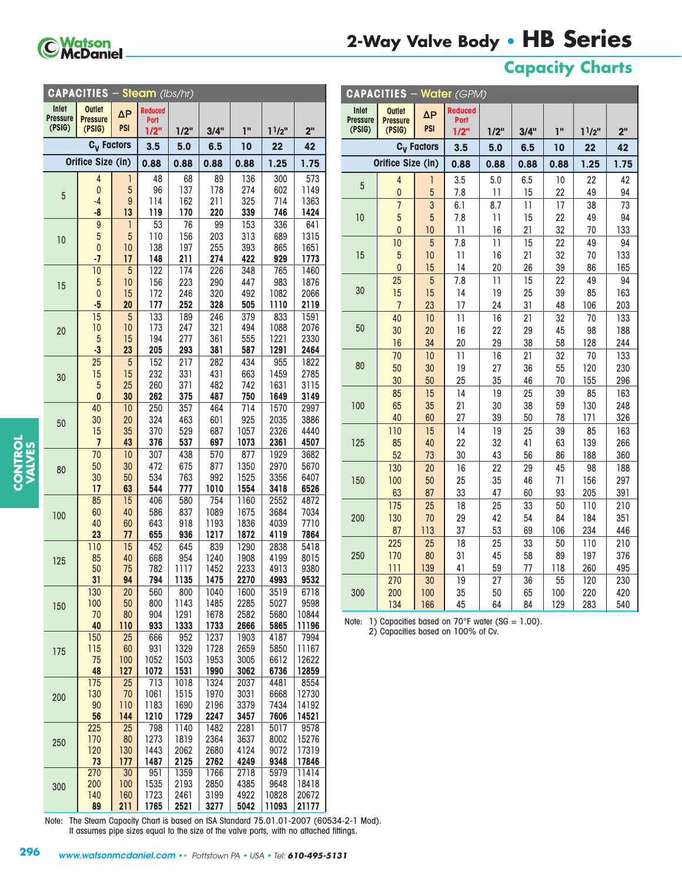# 2-Way Valve Body • HB Series

## Capacity Charts

### CAPACITIES – Steam (lbs/hr)

| Inlet Pressure (PSIG) | Outlet Pressure (PSIG) | ΔP PSI | Reduced Port 1/2" | 1/2" | 3/4" | 1" | 1½" | 2" |
|---|---|---|---|---|---|---|---|---|
| | | $C_V$ Factors | 3.5 | 5.0 | 6.5 | 10 | 22 | 42 |
| | | Orifice Size (in) | 0.88 | 0.88 | 0.88 | 0.88 | 1.25 | 1.75 |
| 5 | 4 | 1 | 48 | 68 | 89 | 136 | 300 | 573 |
| | 0 | 5 | 96 | 137 | 178 | 274 | 602 | 1149 |
| | -4 | 9 | 114 | 162 | 211 | 325 | 714 | 1363 |
| | **-8** | **13** | **119** | **170** | **220** | **339** | **746** | **1424** |
| 10 | 9 | 1 | 53 | 76 | 99 | 153 | 336 | 641 |
| | 5 | 5 | 110 | 156 | 203 | 313 | 689 | 1315 |
| | 0 | 10 | 138 | 197 | 255 | 393 | 865 | 1651 |
| | **-7** | **17** | **148** | **211** | **274** | **422** | **929** | **1773** |
| 15 | 10 | 5 | 122 | 174 | 226 | 348 | 765 | 1460 |
| | 5 | 10 | 156 | 223 | 290 | 447 | 983 | 1876 |
| | 0 | 15 | 172 | 246 | 320 | 492 | 1082 | 2066 |
| | **-5** | **20** | **177** | **252** | **328** | **505** | **1110** | **2119** |
| 20 | 15 | 5 | 133 | 189 | 246 | 379 | 833 | 1591 |
| | 10 | 10 | 173 | 247 | 321 | 494 | 1088 | 2076 |
| | 5 | 15 | 194 | 277 | 361 | 555 | 1221 | 2330 |
| | **-3** | **23** | **205** | **293** | **381** | **587** | **1291** | **2464** |
| 30 | 25 | 5 | 152 | 217 | 282 | 434 | 955 | 1822 |
| | 15 | 15 | 232 | 331 | 431 | 663 | 1459 | 2785 |
| | 5 | 25 | 260 | 371 | 482 | 742 | 1631 | 3115 |
| | **0** | **30** | **262** | **375** | **487** | **750** | **1649** | **3149** |
| 50 | 40 | 10 | 250 | 357 | 464 | 714 | 1570 | 2997 |
| | 30 | 20 | 324 | 463 | 601 | 925 | 2035 | 3886 |
| | 15 | 35 | 370 | 529 | 687 | 1057 | 2326 | 4440 |
| | **7** | **43** | **376** | **537** | **697** | **1073** | **2361** | **4507** |
| 80 | 70 | 10 | 307 | 438 | 570 | 877 | 1929 | 3682 |
| | 50 | 30 | 472 | 675 | 877 | 1350 | 2970 | 5670 |
| | 30 | 50 | 534 | 763 | 992 | 1525 | 3356 | 6407 |
| | **17** | **63** | **544** | **777** | **1010** | **1554** | **3418** | **6526** |
| 100 | 85 | 15 | 406 | 580 | 754 | 1160 | 2552 | 4872 |
| | 60 | 40 | 586 | 837 | 1089 | 1675 | 3684 | 7034 |
| | 40 | 60 | 643 | 918 | 1193 | 1836 | 4039 | 7710 |
| | **23** | **77** | **655** | **936** | **1217** | **1872** | **4119** | **7864** |
| 125 | 110 | 15 | 452 | 645 | 839 | 1290 | 2838 | 5418 |
| | 85 | 40 | 668 | 954 | 1240 | 1908 | 4199 | 8015 |
| | 50 | 75 | 782 | 1117 | 1452 | 2233 | 4913 | 9380 |
| | **31** | **94** | **794** | **1135** | **1475** | **2270** | **4993** | **9532** |
| 150 | 130 | 20 | 560 | 800 | 1040 | 1600 | 3519 | 6718 |
| | 100 | 50 | 800 | 1143 | 1485 | 2285 | 5027 | 9598 |
| | 70 | 80 | 904 | 1291 | 1678 | 2582 | 5680 | 10844 |
| | **40** | **110** | **933** | **1333** | **1733** | **2666** | **5865** | **11196** |
| 175 | 150 | 25 | 666 | 952 | 1237 | 1903 | 4187 | 7994 |
| | 115 | 60 | 931 | 1329 | 1728 | 2659 | 5850 | 11167 |
| | 75 | 100 | 1052 | 1503 | 1953 | 3005 | 6612 | 12622 |
| | **48** | **127** | **1072** | **1531** | **1990** | **3062** | **6736** | **12859** |
| 200 | 175 | 25 | 713 | 1018 | 1324 | 2037 | 4481 | 8554 |
| | 130 | 70 | 1061 | 1515 | 1970 | 3031 | 6668 | 12730 |
| | 90 | 110 | 1183 | 1690 | 2196 | 3379 | 7434 | 14192 |
| | **56** | **144** | **1210** | **1729** | **2247** | **3457** | **7606** | **14521** |
| 250 | 225 | 25 | 798 | 1140 | 1482 | 2281 | 5017 | 9578 |
| | 170 | 80 | 1273 | 1819 | 2364 | 3637 | 8002 | 15276 |
| | 120 | 130 | 1443 | 2062 | 2680 | 4124 | 9072 | 17319 |
| | **73** | **177** | **1487** | **2125** | **2762** | **4249** | **9348** | **17846** |
| 300 | 270 | 30 | 951 | 1359 | 1766 | 2718 | 5979 | 11414 |
| | 200 | 100 | 1535 | 2193 | 2850 | 4385 | 9648 | 18418 |
| | 140 | 160 | 1723 | 2461 | 3199 | 4922 | 10828 | 20672 |
| | **89** | **211** | **1765** | **2521** | **3277** | **5042** | **11093** | **21177** |

Note: The Steam Capacity Chart is based on ISA Standard 75.01.01-2007 (60534-2-1 Mod). It assumes pipe sizes equal to the size of the valve ports, with no attached fittings.

### CAPACITIES – Water (GPM)

| Inlet Pressure (PSIG) | Outlet Pressure (PSIG) | ΔP PSI | Reduced Port 1/2" | 1/2" | 3/4" | 1" | 1½" | 2" |
|---|---|---|---|---|---|---|---|---|
| | | $C_V$ Factors | 3.5 | 5.0 | 6.5 | 10 | 22 | 42 |
| | | Orifice Size (in) | 0.88 | 0.88 | 0.88 | 0.88 | 1.25 | 1.75 |
| 5 | 4 | 1 | 3.5 | 5.0 | 6.5 | 10 | 22 | 42 |
| | 0 | 5 | 7.8 | 11 | 15 | 22 | 49 | 94 |
| 10 | 7 | 3 | 6.1 | 8.7 | 11 | 17 | 38 | 73 |
| | 5 | 5 | 7.8 | 11 | 15 | 22 | 49 | 94 |
| | 0 | 10 | 11 | 16 | 21 | 32 | 70 | 133 |
| 15 | 10 | 5 | 7.8 | 11 | 15 | 22 | 49 | 94 |
| | 5 | 10 | 11 | 16 | 21 | 32 | 70 | 133 |
| | 0 | 15 | 14 | 20 | 26 | 39 | 86 | 165 |
| 30 | 25 | 5 | 7.8 | 11 | 15 | 22 | 49 | 94 |
| | 15 | 15 | 14 | 19 | 25 | 39 | 85 | 163 |
| | 7 | 23 | 17 | 24 | 31 | 48 | 106 | 203 |
| 50 | 40 | 10 | 11 | 16 | 21 | 32 | 70 | 133 |
| | 30 | 20 | 16 | 22 | 29 | 45 | 98 | 188 |
| | 16 | 34 | 20 | 29 | 38 | 58 | 128 | 244 |
| 80 | 70 | 10 | 11 | 16 | 21 | 32 | 70 | 133 |
| | 50 | 30 | 19 | 27 | 36 | 55 | 120 | 230 |
| | 30 | 50 | 25 | 35 | 46 | 70 | 155 | 296 |
| 100 | 85 | 15 | 14 | 19 | 25 | 39 | 85 | 163 |
| | 65 | 35 | 21 | 30 | 38 | 59 | 130 | 248 |
| | 40 | 60 | 27 | 39 | 50 | 78 | 171 | 326 |
| 125 | 110 | 15 | 14 | 19 | 25 | 39 | 85 | 163 |
| | 85 | 40 | 22 | 32 | 41 | 63 | 139 | 266 |
| | 52 | 73 | 30 | 43 | 56 | 86 | 188 | 360 |
| 150 | 130 | 20 | 16 | 22 | 29 | 45 | 98 | 188 |
| | 100 | 50 | 25 | 35 | 46 | 71 | 156 | 297 |
| | 63 | 87 | 33 | 47 | 60 | 93 | 205 | 391 |
| 200 | 175 | 25 | 18 | 25 | 33 | 50 | 110 | 210 |
| | 130 | 70 | 29 | 42 | 54 | 84 | 184 | 351 |
| | 87 | 113 | 37 | 53 | 69 | 106 | 234 | 446 |
| 250 | 225 | 25 | 18 | 25 | 33 | 50 | 110 | 210 |
| | 170 | 80 | 31 | 45 | 58 | 89 | 197 | 376 |
| | 111 | 139 | 41 | 59 | 77 | 118 | 260 | 495 |
| 300 | 270 | 30 | 19 | 27 | 36 | 55 | 120 | 230 |
| | 200 | 100 | 35 | 50 | 65 | 100 | 220 | 420 |
| | 134 | 166 | 45 | 64 | 84 | 129 | 283 | 540 |

Note: 1) Capacities based on 70°F water (SG = 1.00).
2) Capacities based on 100% of Cv.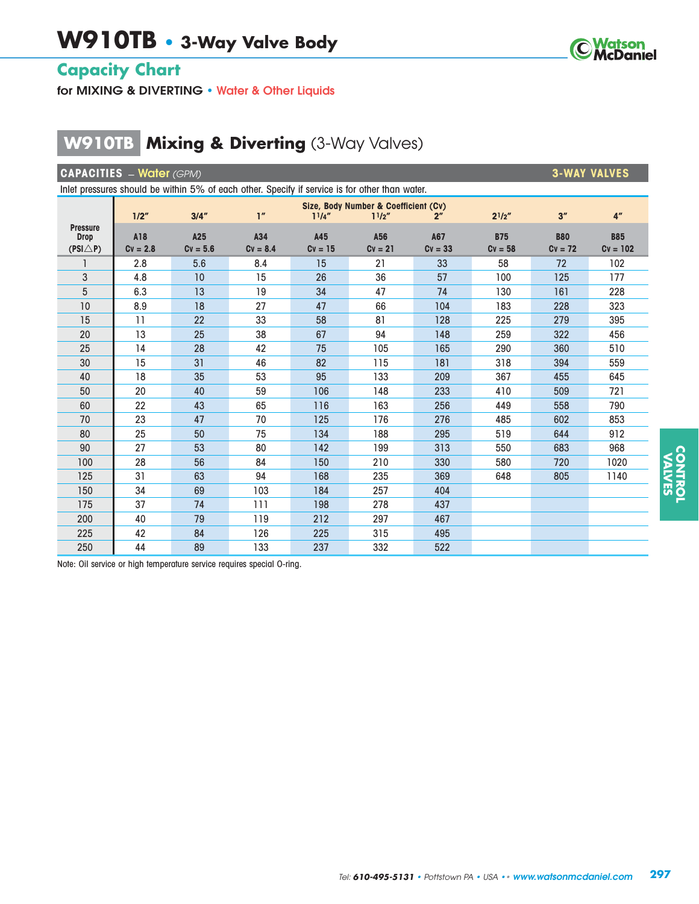# W910TB • 3-Way Valve Body

## Capacity Chart

**for MIXING & DIVERTING** • Water & Other Liquids

## W910TB Mixing & Diverting (3-Way Valves)

**CAPACITIES** – Water *(GPM)* **3-WAY VALVES**

Inlet pressures should be within 5% of each other. Specify if service is for other than water.

| Pressure Drop (PSI△P) | Size, Body Number & Coefficient (Cv) | | | | | | | | |
|---|---|---|---|---|---|---|---|---|---|
| | 1/2" | 3/4" | 1" | 1¼" | 1½" | 2" | 2½" | 3" | 4" |
| | A18 Cv = 2.8 | A25 Cv = 5.6 | A34 Cv = 8.4 | A45 Cv = 15 | A56 Cv = 21 | A67 Cv = 33 | B75 Cv = 58 | B80 Cv = 72 | B85 Cv = 102 |
| 1 | 2.8 | 5.6 | 8.4 | 15 | 21 | 33 | 58 | 72 | 102 |
| 3 | 4.8 | 10 | 15 | 26 | 36 | 57 | 100 | 125 | 177 |
| 5 | 6.3 | 13 | 19 | 34 | 47 | 74 | 130 | 161 | 228 |
| 10 | 8.9 | 18 | 27 | 47 | 66 | 104 | 183 | 228 | 323 |
| 15 | 11 | 22 | 33 | 58 | 81 | 128 | 225 | 279 | 395 |
| 20 | 13 | 25 | 38 | 67 | 94 | 148 | 259 | 322 | 456 |
| 25 | 14 | 28 | 42 | 75 | 105 | 165 | 290 | 360 | 510 |
| 30 | 15 | 31 | 46 | 82 | 115 | 181 | 318 | 394 | 559 |
| 40 | 18 | 35 | 53 | 95 | 133 | 209 | 367 | 455 | 645 |
| 50 | 20 | 40 | 59 | 106 | 148 | 233 | 410 | 509 | 721 |
| 60 | 22 | 43 | 65 | 116 | 163 | 256 | 449 | 558 | 790 |
| 70 | 23 | 47 | 70 | 125 | 176 | 276 | 485 | 602 | 853 |
| 80 | 25 | 50 | 75 | 134 | 188 | 295 | 519 | 644 | 912 |
| 90 | 27 | 53 | 80 | 142 | 199 | 313 | 550 | 683 | 968 |
| 100 | 28 | 56 | 84 | 150 | 210 | 330 | 580 | 720 | 1020 |
| 125 | 31 | 63 | 94 | 168 | 235 | 369 | 648 | 805 | 1140 |
| 150 | 34 | 69 | 103 | 184 | 257 | 404 | | | |
| 175 | 37 | 74 | 111 | 198 | 278 | 437 | | | |
| 200 | 40 | 79 | 119 | 212 | 297 | 467 | | | |
| 225 | 42 | 84 | 126 | 225 | 315 | 495 | | | |
| 250 | 44 | 89 | 133 | 237 | 332 | 522 | | | |

Note: Oil service or high temperature service requires special O-ring.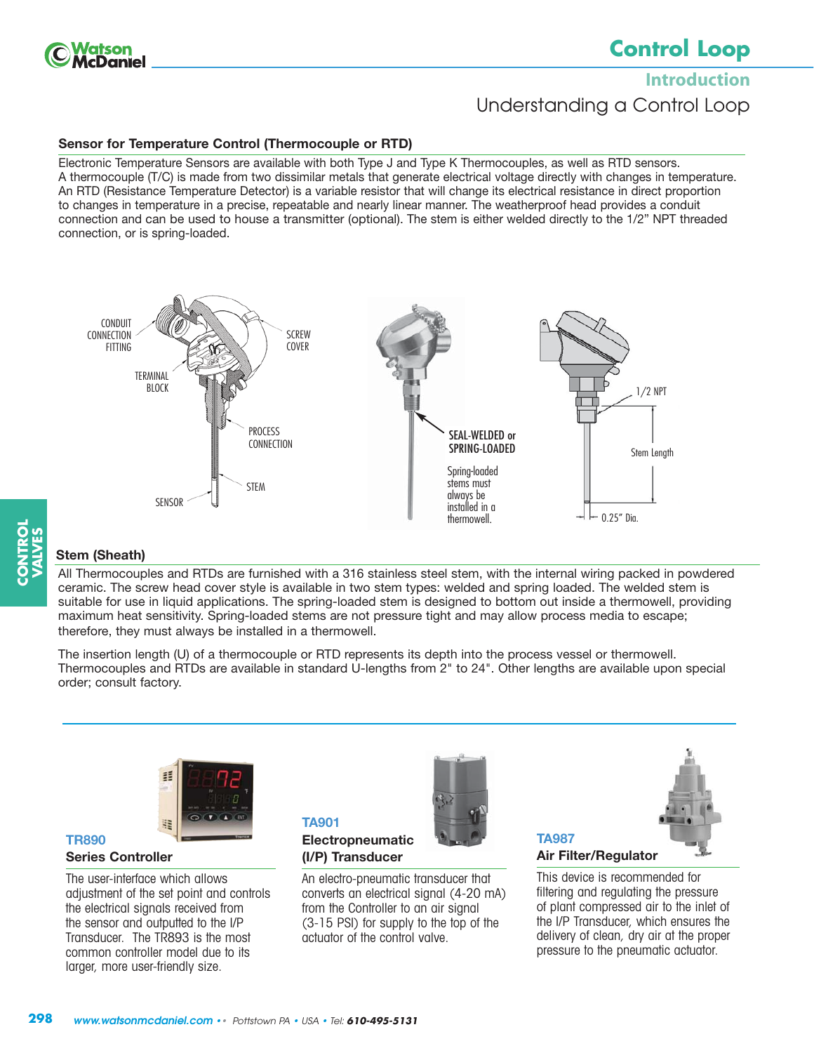# Control Loop

## Introduction

## Understanding a Control Loop

### Sensor for Temperature Control (Thermocouple or RTD)

Electronic Temperature Sensors are available with both Type J and Type K Thermocouples, as well as RTD sensors. A thermocouple (T/C) is made from two dissimilar metals that generate electrical voltage directly with changes in temperature. An RTD (Resistance Temperature Detector) is a variable resistor that will change its electrical resistance in direct proportion to changes in temperature in a precise, repeatable and nearly linear manner. The weatherproof head provides a conduit connection and can be used to house a transmitter (optional). The stem is either welded directly to the 1/2" NPT threaded connection, or is spring-loaded.

CONDUIT CONNECTION FITTING, SCREW COVER, TERMINAL BLOCK, PROCESS CONNECTION, STEM, SENSOR

SEAL-WELDED or SPRING-LOADED

Spring-loaded stems must always be installed in a thermowell.

1/2 NPT, Stem Length, 0.25" Dia.

### Stem (Sheath)

All Thermocouples and RTDs are furnished with a 316 stainless steel stem, with the internal wiring packed in powdered ceramic. The screw head cover style is available in two stem types: welded and spring loaded. The welded stem is suitable for use in liquid applications. The spring-loaded stem is designed to bottom out inside a thermowell, providing maximum heat sensitivity. Spring-loaded stems are not pressure tight and may allow process media to escape; therefore, they must always be installed in a thermowell.

The insertion length (U) of a thermocouple or RTD represents its depth into the process vessel or thermowell. Thermocouples and RTDs are available in standard U-lengths from 2" to 24". Other lengths are available upon special order; consult factory.

---

**TR890**
**Series Controller**

The user-interface which allows adjustment of the set point and controls the electrical signals received from the sensor and outputted to the I/P Transducer. The TR893 is the most common controller model due to its larger, more user-friendly size.

**TA901**
**Electropneumatic (I/P) Transducer**

An electro-pneumatic transducer that converts an electrical signal (4-20 mA) from the Controller to an air signal (3-15 PSI) for supply to the top of the actuator of the control valve.

**TA987**
**Air Filter/Regulator**

This device is recommended for filtering and regulating the pressure of plant compressed air to the inlet of the I/P Transducer, which ensures the delivery of clean, dry air at the proper pressure to the pneumatic actuator.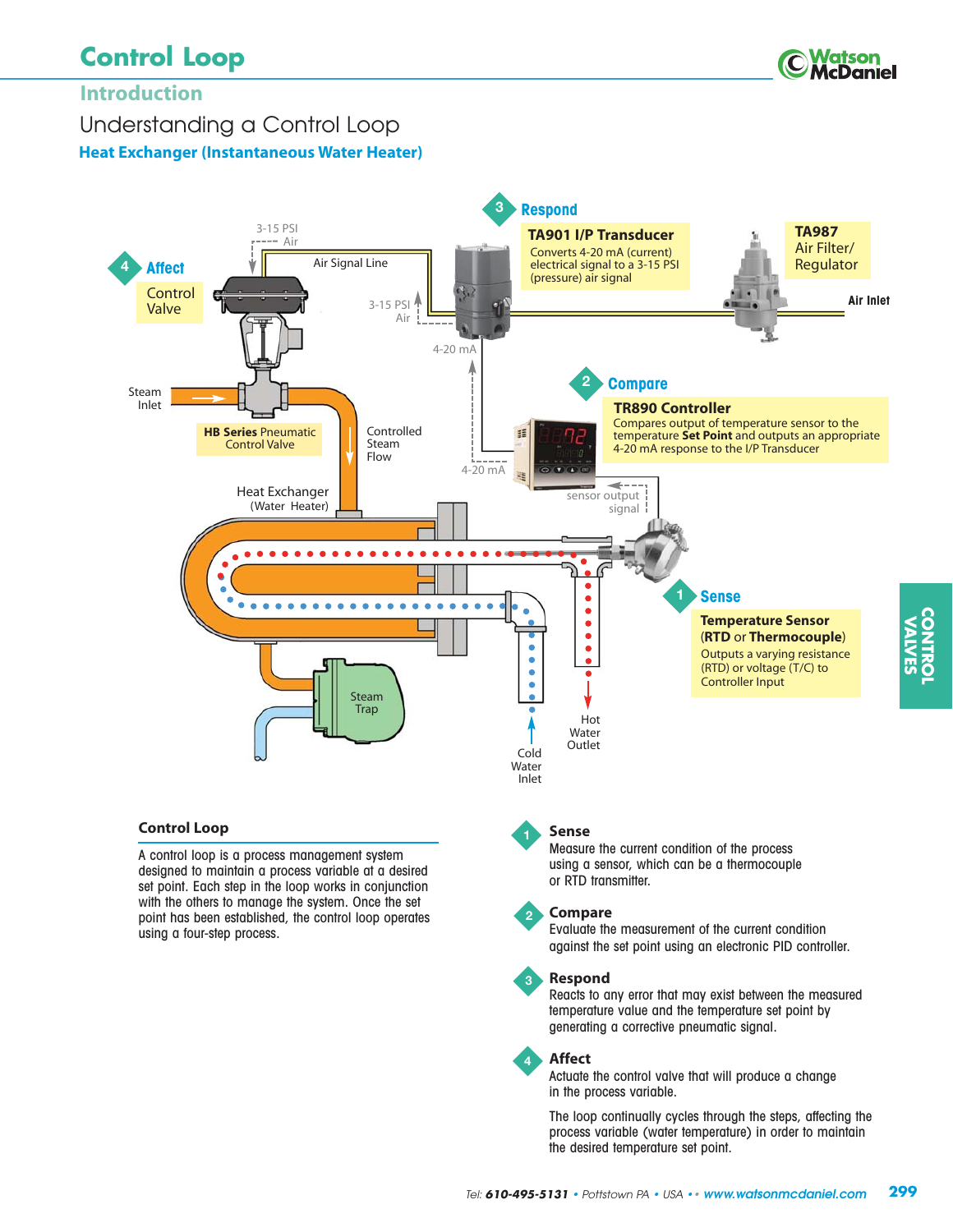# Control Loop

## Introduction

### Understanding a Control Loop

**Heat Exchanger (Instantaneous Water Heater)**

**3 Respond**

**TA901 I/P Transducer**
Converts 4-20 mA (current) electrical signal to a 3-15 PSI (pressure) air signal

**TA987** Air Filter/ Regulator

**Air Inlet**

**4 Affect**

Control Valve

3-15 PSI Air

Air Signal Line

3-15 PSI Air

4-20 mA

Steam Inlet

**HB Series** Pneumatic Control Valve

Controlled Steam Flow

**2 Compare**

**TR890 Controller**
Compares output of temperature sensor to the temperature **Set Point** and outputs an appropriate 4-20 mA response to the I/P Transducer

4-20 mA

sensor output signal

Heat Exchanger (Water Heater)

**1 Sense**

**Temperature Sensor (RTD or Thermocouple)**
Outputs a varying resistance (RTD) or voltage (T/C) to Controller Input

Steam Trap

Hot Water Outlet

Cold Water Inlet

### Control Loop

A control loop is a process management system designed to maintain a process variable at a desired set point. Each step in the loop works in conjunction with the others to manage the system. Once the set point has been established, the control loop operates using a four-step process.

**1 Sense**
Measure the current condition of the process using a sensor, which can be a thermocouple or RTD transmitter.

**2 Compare**
Evaluate the measurement of the current condition against the set point using an electronic PID controller.

**3 Respond**
Reacts to any error that may exist between the measured temperature value and the temperature set point by generating a corrective pneumatic signal.

**4 Affect**
Actuate the control valve that will produce a change in the process variable.

The loop continually cycles through the steps, affecting the process variable (water temperature) in order to maintain the desired temperature set point.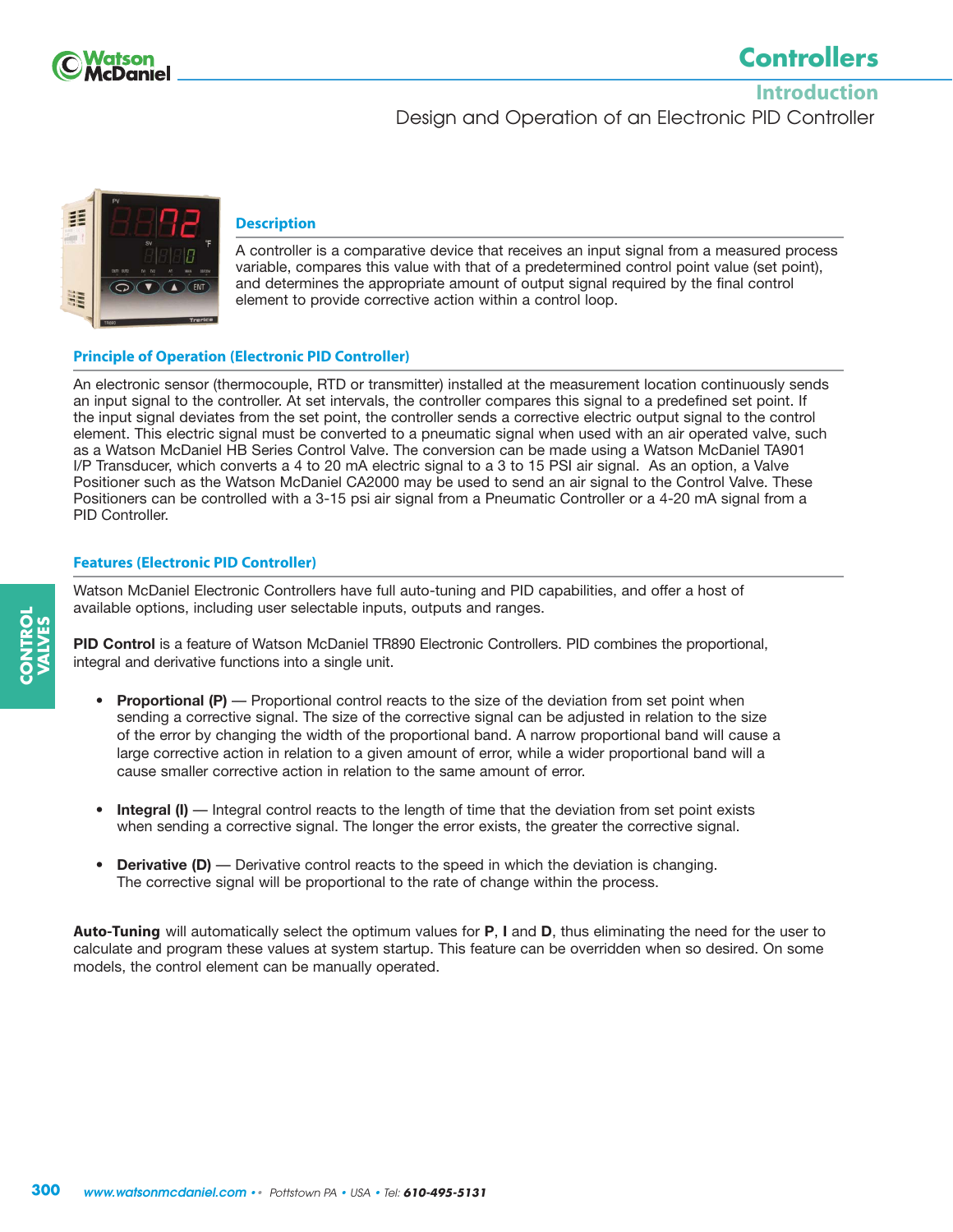# Controllers

## Introduction

Design and Operation of an Electronic PID Controller

### Description

A controller is a comparative device that receives an input signal from a measured process variable, compares this value with that of a predetermined control point value (set point), and determines the appropriate amount of output signal required by the final control element to provide corrective action within a control loop.

### Principle of Operation (Electronic PID Controller)

An electronic sensor (thermocouple, RTD or transmitter) installed at the measurement location continuously sends an input signal to the controller. At set intervals, the controller compares this signal to a predefined set point. If the input signal deviates from the set point, the controller sends a corrective electric output signal to the control element. This electric signal must be converted to a pneumatic signal when used with an air operated valve, such as a Watson McDaniel HB Series Control Valve. The conversion can be made using a Watson McDaniel TA901 I/P Transducer, which converts a 4 to 20 mA electric signal to a 3 to 15 PSI air signal. As an option, a Valve Positioner such as the Watson McDaniel CA2000 may be used to send an air signal to the Control Valve. These Positioners can be controlled with a 3-15 psi air signal from a Pneumatic Controller or a 4-20 mA signal from a PID Controller.

### Features (Electronic PID Controller)

Watson McDaniel Electronic Controllers have full auto-tuning and PID capabilities, and offer a host of available options, including user selectable inputs, outputs and ranges.

**PID Control** is a feature of Watson McDaniel TR890 Electronic Controllers. PID combines the proportional, integral and derivative functions into a single unit.

- **Proportional (P)** — Proportional control reacts to the size of the deviation from set point when sending a corrective signal. The size of the corrective signal can be adjusted in relation to the size of the error by changing the width of the proportional band. A narrow proportional band will cause a large corrective action in relation to a given amount of error, while a wider proportional band will a cause smaller corrective action in relation to the same amount of error.

- **Integral (I)** — Integral control reacts to the length of time that the deviation from set point exists when sending a corrective signal. The longer the error exists, the greater the corrective signal.

- **Derivative (D)** — Derivative control reacts to the speed in which the deviation is changing. The corrective signal will be proportional to the rate of change within the process.

**Auto-Tuning** will automatically select the optimum values for **P**, **I** and **D**, thus eliminating the need for the user to calculate and program these values at system startup. This feature can be overridden when so desired. On some models, the control element can be manually operated.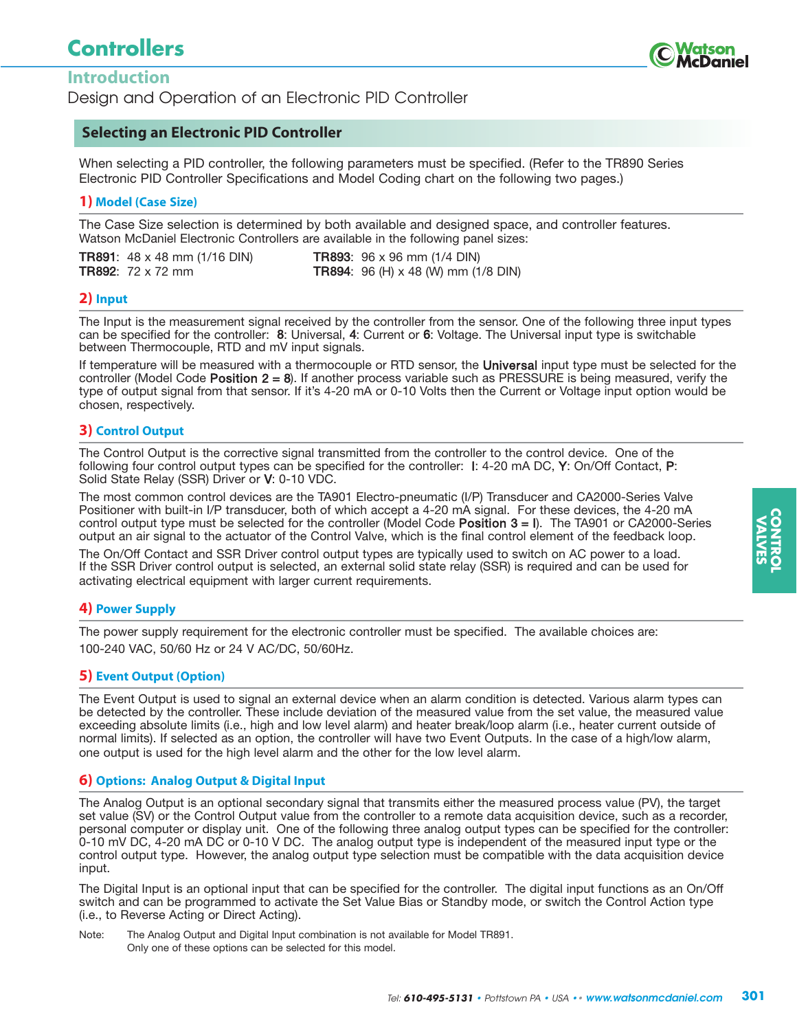# Controllers

## Introduction

Design and Operation of an Electronic PID Controller

### Selecting an Electronic PID Controller

When selecting a PID controller, the following parameters must be specified. (Refer to the TR890 Series Electronic PID Controller Specifications and Model Coding chart on the following two pages.)

#### 1) Model (Case Size)

The Case Size selection is determined by both available and designed space, and controller features. Watson McDaniel Electronic Controllers are available in the following panel sizes:

**TR891**: 48 x 48 mm (1/16 DIN)
**TR892**: 72 x 72 mm
**TR893**: 96 x 96 mm (1/4 DIN)
**TR894**: 96 (H) x 48 (W) mm (1/8 DIN)

#### 2) Input

The Input is the measurement signal received by the controller from the sensor. One of the following three input types can be specified for the controller: **8**: Universal, **4**: Current or **6**: Voltage. The Universal input type is switchable between Thermocouple, RTD and mV input signals.

If temperature will be measured with a thermocouple or RTD sensor, the **Universal** input type must be selected for the controller (Model Code **Position 2 = 8**). If another process variable such as PRESSURE is being measured, verify the type of output signal from that sensor. If it's 4-20 mA or 0-10 Volts then the Current or Voltage input option would be chosen, respectively.

#### 3) Control Output

The Control Output is the corrective signal transmitted from the controller to the control device. One of the following four control output types can be specified for the controller: **I**: 4-20 mA DC, **Y**: On/Off Contact, **P**: Solid State Relay (SSR) Driver or **V**: 0-10 VDC.

The most common control devices are the TA901 Electro-pneumatic (I/P) Transducer and CA2000-Series Valve Positioner with built-in I/P transducer, both of which accept a 4-20 mA signal. For these devices, the 4-20 mA control output type must be selected for the controller (Model Code **Position 3 = I**). The TA901 or CA2000-Series output an air signal to the actuator of the Control Valve, which is the final control element of the feedback loop.

The On/Off Contact and SSR Driver control output types are typically used to switch on AC power to a load. If the SSR Driver control output is selected, an external solid state relay (SSR) is required and can be used for activating electrical equipment with larger current requirements.

#### 4) Power Supply

The power supply requirement for the electronic controller must be specified. The available choices are:
100-240 VAC, 50/60 Hz or 24 V AC/DC, 50/60Hz.

#### 5) Event Output (Option)

The Event Output is used to signal an external device when an alarm condition is detected. Various alarm types can be detected by the controller. These include deviation of the measured value from the set value, the measured value exceeding absolute limits (i.e., high and low level alarm) and heater break/loop alarm (i.e., heater current outside of normal limits). If selected as an option, the controller will have two Event Outputs. In the case of a high/low alarm, one output is used for the high level alarm and the other for the low level alarm.

#### 6) Options: Analog Output & Digital Input

The Analog Output is an optional secondary signal that transmits either the measured process value (PV), the target set value (SV) or the Control Output value from the controller to a remote data acquisition device, such as a recorder, personal computer or display unit. One of the following three analog output types can be specified for the controller: 0-10 mV DC, 4-20 mA DC or 0-10 V DC. The analog output type is independent of the measured input type or the control output type. However, the analog output type selection must be compatible with the data acquisition device input.

The Digital Input is an optional input that can be specified for the controller. The digital input functions as an On/Off switch and can be programmed to activate the Set Value Bias or Standby mode, or switch the Control Action type (i.e., to Reverse Acting or Direct Acting).

Note: The Analog Output and Digital Input combination is not available for Model TR891. Only one of these options can be selected for this model.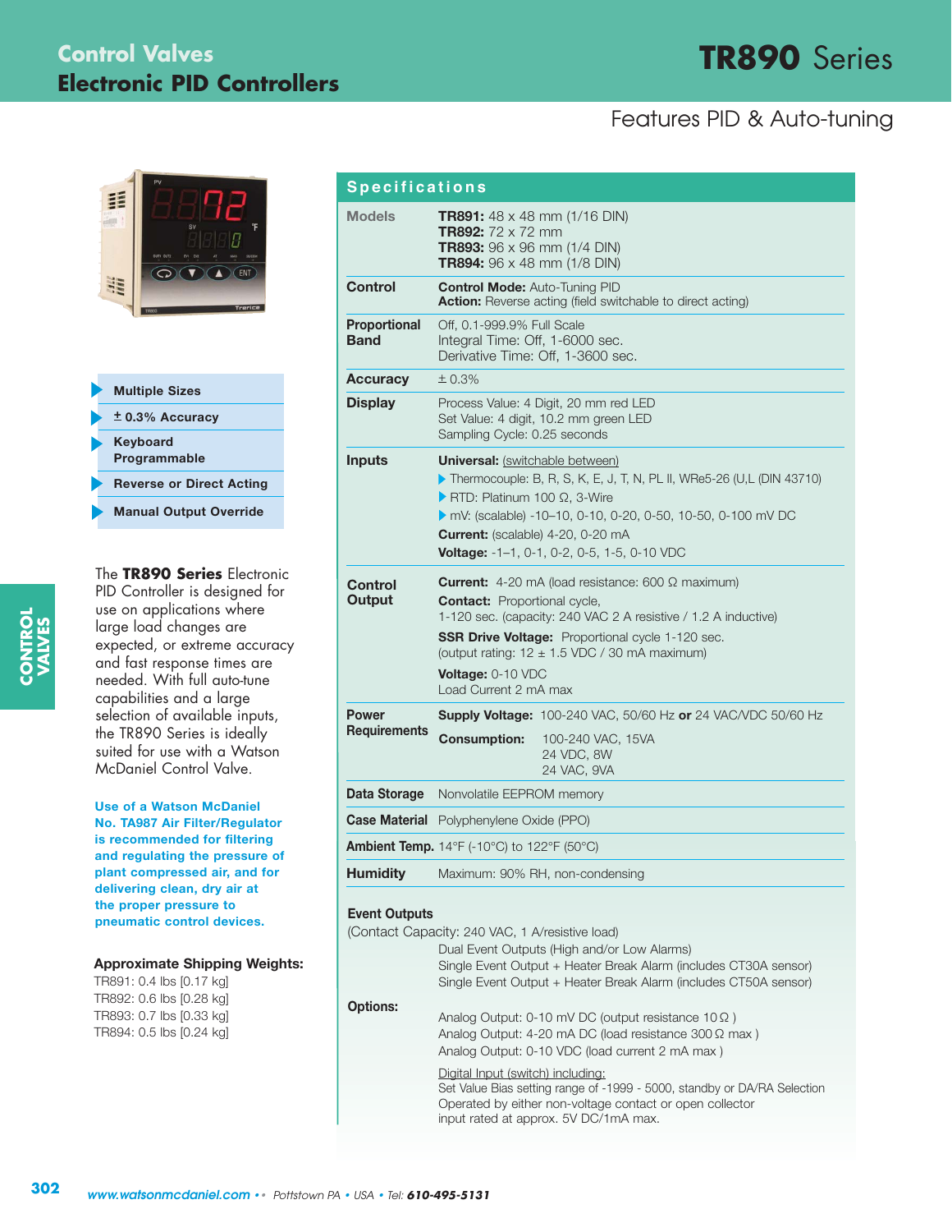# Control Valves
## Electronic PID Controllers

# TR890 Series

Features PID & Auto-tuning

- **Multiple Sizes**
- **± 0.3% Accuracy**
- **Keyboard Programmable**
- **Reverse or Direct Acting**
- **Manual Output Override**

The **TR890 Series** Electronic PID Controller is designed for use on applications where large load changes are expected, or extreme accuracy and fast response times are needed. With full auto-tune capabilities and a large selection of available inputs, the TR890 Series is ideally suited for use with a Watson McDaniel Control Valve.

**Use of a Watson McDaniel No. TA987 Air Filter/Regulator is recommended for filtering and regulating the pressure of plant compressed air, and for delivering clean, dry air at the proper pressure to pneumatic control devices.**

**Approximate Shipping Weights:**

TR891: 0.4 lbs [0.17 kg]
TR892: 0.6 lbs [0.28 kg]
TR893: 0.7 lbs [0.33 kg]
TR894: 0.5 lbs [0.24 kg]

## Specifications

| | |
|---|---|
| **Models** | **TR891:** 48 x 48 mm (1/16 DIN)<br>**TR892:** 72 x 72 mm<br>**TR893:** 96 x 96 mm (1/4 DIN)<br>**TR894:** 96 x 48 mm (1/8 DIN) |
| **Control** | **Control Mode:** Auto-Tuning PID<br>**Action:** Reverse acting (field switchable to direct acting) |
| **Proportional Band** | Off, 0.1-999.9% Full Scale<br>Integral Time: Off, 1-6000 sec.<br>Derivative Time: Off, 1-3600 sec. |
| **Accuracy** | ± 0.3% |
| **Display** | Process Value: 4 Digit, 20 mm red LED<br>Set Value: 4 digit, 10.2 mm green LED<br>Sampling Cycle: 0.25 seconds |
| **Inputs** | **Universal:** switchable between)<br>▸ Thermocouple: B, R, S, K, E, J, T, N, PL II, WRe5-26 (U,L (DIN 43710)<br>▸ RTD: Platinum 100 Ω, 3-Wire<br>▸ mV: (scalable) -10–10, 0-10, 0-20, 0-50, 10-50, 0-100 mV DC<br>**Current:** (scalable) 4-20, 0-20 mA<br>**Voltage:** -1–1, 0-1, 0-2, 0-5, 1-5, 0-10 VDC |
| **Control Output** | **Current:** 4-20 mA (load resistance: 600 Ω maximum)<br>**Contact:** Proportional cycle, 1-120 sec. (capacity: 240 VAC 2 A resistive / 1.2 A inductive)<br>**SSR Drive Voltage:** Proportional cycle 1-120 sec. (output rating: 12 ± 1.5 VDC / 30 mA maximum)<br>**Voltage:** 0-10 VDC<br>Load Current 2 mA max |
| **Power Requirements** | **Supply Voltage:** 100-240 VAC, 50/60 Hz **or** 24 VAC/VDC 50/60 Hz<br>**Consumption:** 100-240 VAC, 15VA<br>24 VDC, 8W<br>24 VAC, 9VA |
| **Data Storage** | Nonvolatile EEPROM memory |
| **Case Material** | Polyphenylene Oxide (PPO) |
| **Ambient Temp.** | 14°F (-10°C) to 122°F (50°C) |
| **Humidity** | Maximum: 90% RH, non-condensing |

**Event Outputs**
(Contact Capacity: 240 VAC, 1 A/resistive load)
- Dual Event Outputs (High and/or Low Alarms)
- Single Event Output + Heater Break Alarm (includes CT30A sensor)
- Single Event Output + Heater Break Alarm (includes CT50A sensor)

**Options:**
- Analog Output: 0-10 mV DC (output resistance 10 Ω )
- Analog Output: 4-20 mA DC (load resistance 300 Ω max )
- Analog Output: 0-10 VDC (load current 2 mA max )

Digital Input (switch) including:
Set Value Bias setting range of -1999 - 5000, standby or DA/RA Selection
Operated by either non-voltage contact or open collector input rated at approx. 5V DC/1mA max.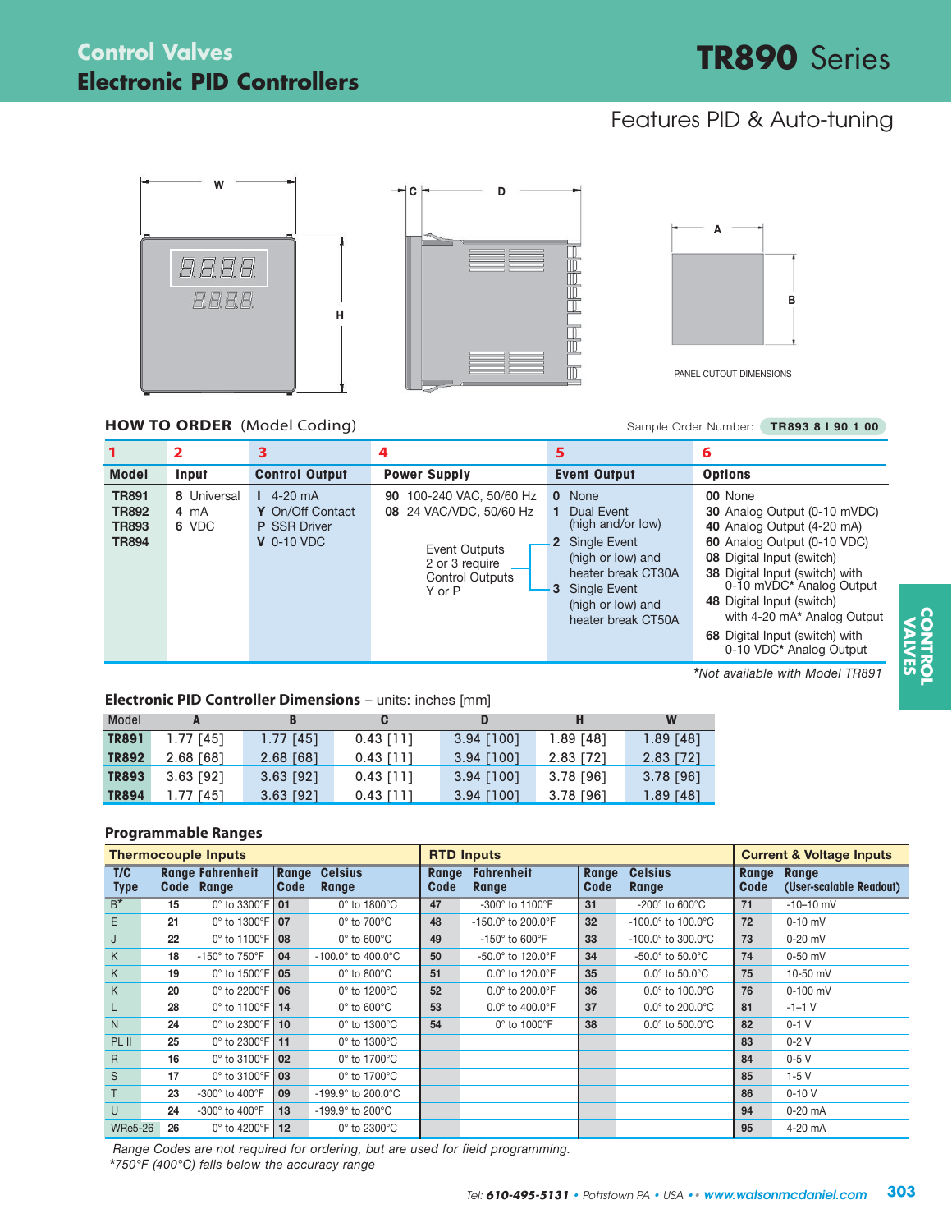# Control Valves
## Electronic PID Controllers

# TR890 Series

### Features PID & Auto-tuning

W

C D

H

A

B

PANEL CUTOUT DIMENSIONS

## HOW TO ORDER (Model Coding)

Sample Order Number: **TR893 8 I 90 1 00**

| 1 Model | 2 Input | 3 Control Output | 4 Power Supply | 5 Event Output | 6 Options |
|---|---|---|---|---|---|
| **TR891**<br>**TR892**<br>**TR893**<br>**TR894** | **8** Universal<br>**4** mA<br>**6** VDC | **I** 4-20 mA<br>**Y** On/Off Contact<br>**P** SSR Driver<br>**V** 0-10 VDC | **90** 100-240 VAC, 50/60 Hz<br>**08** 24 VAC/VDC, 50/60 Hz<br><br>Event Outputs 2 or 3 require Control Outputs Y or P | **0** None<br>**1** Dual Event (high and/or low)<br>**2** Single Event (high or low) and heater break CT30A<br>**3** Single Event (high or low) and heater break CT50A | **00** None<br>**30** Analog Output (0-10 mVDC)<br>**40** Analog Output (4-20 mA)<br>**60** Analog Output (0-10 VDC)<br>**08** Digital Input (switch)<br>**38** Digital Input (switch) with 0-10 mVDC* Analog Output<br>**48** Digital Input (switch) with 4-20 mA* Analog Output<br>**68** Digital Input (switch) with 0-10 VDC* Analog Output |

*Not available with Model TR891

## Electronic PID Controller Dimensions – units: inches [mm]

| Model | A | B | C | D | H | W |
|---|---|---|---|---|---|---|
| **TR891** | 1.77 [45] | 1.77 [45] | 0.43 [11] | 3.94 [100] | 1.89 [48] | 1.89 [48] |
| **TR892** | 2.68 [68] | 2.68 [68] | 0.43 [11] | 3.94 [100] | 2.83 [72] | 2.83 [72] |
| **TR893** | 3.63 [92] | 3.63 [92] | 0.43 [11] | 3.94 [100] | 3.78 [96] | 3.78 [96] |
| **TR894** | 1.77 [45] | 3.63 [92] | 0.43 [11] | 3.94 [100] | 3.78 [96] | 1.89 [48] |

## Programmable Ranges

| Thermocouple Inputs | | | | | RTD Inputs | | | | Current & Voltage Inputs | |
|---|---|---|---|---|---|---|---|---|---|---|
| T/C Type | Range Code | Fahrenheit Range | Range Code | Celsius Range | Range Code | Fahrenheit Range | Range Code | Celsius Range | Range Code | Range (User-scalable Readout) |
| B* | 15 | 0° to 3300°F | 01 | 0° to 1800°C | 47 | -300° to 1100°F | 31 | -200° to 600°C | 71 | -10–10 mV |
| E | 21 | 0° to 1300°F | 07 | 0° to 700°C | 48 | -150.0° to 200.0°F | 32 | -100.0° to 100.0°C | 72 | 0-10 mV |
| J | 22 | 0° to 1100°F | 08 | 0° to 600°C | 49 | -150° to 600°F | 33 | -100.0° to 300.0°C | 73 | 0-20 mV |
| K | 18 | -150° to 750°F | 04 | -100.0° to 400.0°C | 50 | -50.0° to 120.0°F | 34 | -50.0° to 50.0°C | 74 | 0-50 mV |
| K | 19 | 0° to 1500°F | 05 | 0° to 800°C | 51 | 0.0° to 120.0°F | 35 | 0.0° to 50.0°C | 75 | 10-50 mV |
| K | 20 | 0° to 2200°F | 06 | 0° to 1200°C | 52 | 0.0° to 200.0°F | 36 | 0.0° to 100.0°C | 76 | 0-100 mV |
| L | 28 | 0° to 1100°F | 14 | 0° to 600°C | 53 | 0.0° to 400.0°F | 37 | 0.0° to 200.0°C | 81 | -1–1 V |
| N | 24 | 0° to 2300°F | 10 | 0° to 1300°C | 54 | 0° to 1000°F | 38 | 0.0° to 500.0°C | 82 | 0-1 V |
| PL II | 25 | 0° to 2300°F | 11 | 0° to 1300°C | | | | | 83 | 0-2 V |
| R | 16 | 0° to 3100°F | 02 | 0° to 1700°C | | | | | 84 | 0-5 V |
| S | 17 | 0° to 3100°F | 03 | 0° to 1700°C | | | | | 85 | 1-5 V |
| T | 23 | -300° to 400°F | 09 | -199.9° to 200.0°C | | | | | 86 | 0-10 V |
| U | 24 | -300° to 400°F | 13 | -199.9° to 200°C | | | | | 94 | 0-20 mA |
| WRe5-26 | 26 | 0° to 4200°F | 12 | 0° to 2300°C | | | | | 95 | 4-20 mA |

*Range Codes are not required for ordering, but are used for field programming.*
*\*750°F (400°C) falls below the accuracy range*

CONTROL VALVES

Tel: **610-495-5131** • Pottstown PA • USA •• **www.watsonmcdaniel.com**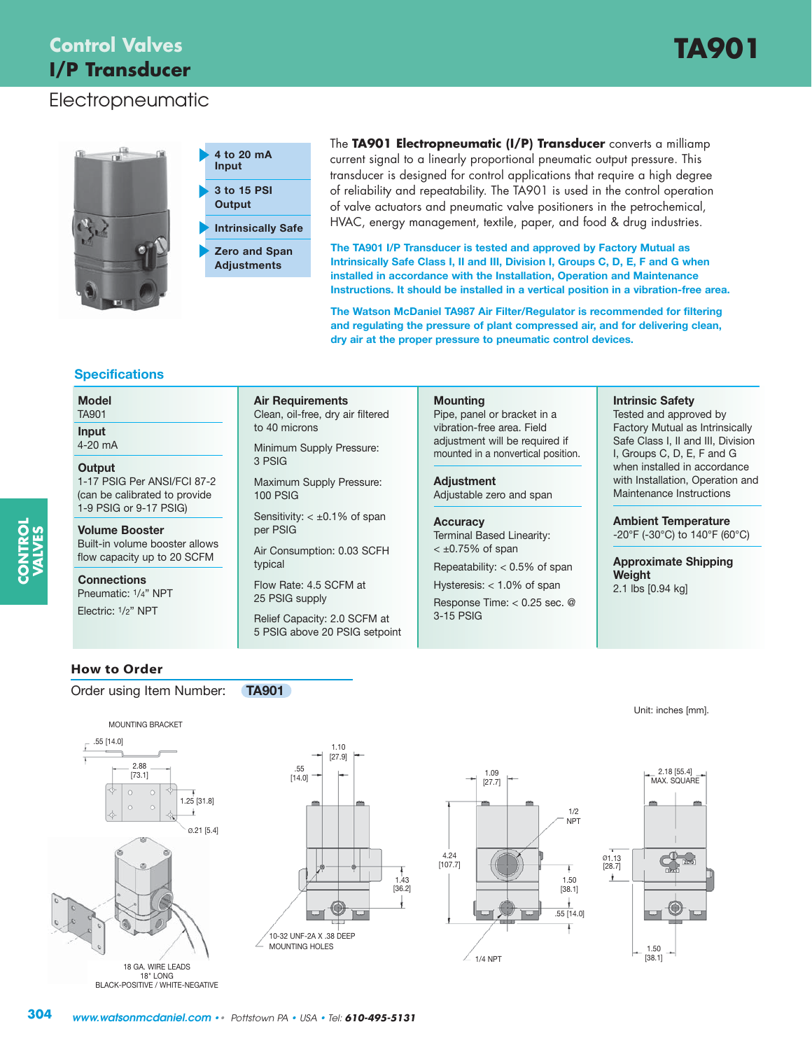# Control Valves
## I/P Transducer
### Electropneumatic

# TA901

- 4 to 20 mA Input
- 3 to 15 PSI Output
- Intrinsically Safe
- Zero and Span Adjustments

The **TA901 Electropneumatic (I/P) Transducer** converts a milliamp current signal to a linearly proportional pneumatic output pressure. This transducer is designed for control applications that require a high degree of reliability and repeatability. The TA901 is used in the control operation of valve actuators and pneumatic valve positioners in the petrochemical, HVAC, energy management, textile, paper, and food & drug industries.

**The TA901 I/P Transducer is tested and approved by Factory Mutual as Intrinsically Safe Class I, II and III, Division I, Groups C, D, E, F and G when installed in accordance with the Installation, Operation and Maintenance Instructions. It should be installed in a vertical position in a vibration-free area.**

**The Watson McDaniel TA987 Air Filter/Regulator is recommended for filtering and regulating the pressure of plant compressed air, and for delivering clean, dry air at the proper pressure to pneumatic control devices.**

## Specifications

**Model**
TA901

**Input**
4-20 mA

**Output**
1-17 PSIG Per ANSI/FCI 87-2 (can be calibrated to provide 1-9 PSIG or 9-17 PSIG)

**Volume Booster**
Built-in volume booster allows flow capacity up to 20 SCFM

**Connections**
Pneumatic: 1/4" NPT

Electric: 1/2" NPT

**Air Requirements**
Clean, oil-free, dry air filtered to 40 microns

Minimum Supply Pressure: 3 PSIG

Maximum Supply Pressure: 100 PSIG

Sensitivity: < ±0.1% of span per PSIG

Air Consumption: 0.03 SCFH typical

Flow Rate: 4.5 SCFM at 25 PSIG supply

Relief Capacity: 2.0 SCFM at 5 PSIG above 20 PSIG setpoint

**Mounting**
Pipe, panel or bracket in a vibration-free area. Field adjustment will be required if mounted in a nonvertical position.

**Adjustment**
Adjustable zero and span

**Accuracy**
Terminal Based Linearity: < ±0.75% of span

Repeatability: < 0.5% of span

Hysteresis: < 1.0% of span

Response Time: < 0.25 sec. @ 3-15 PSIG

**Intrinsic Safety**
Tested and approved by Factory Mutual as Intrinsically Safe Class I, II and III, Division I, Groups C, D, E, F and G when installed in accordance with Installation, Operation and Maintenance Instructions

**Ambient Temperature**
-20°F (-30°C) to 140°F (60°C)

**Approximate Shipping Weight**
2.1 lbs [0.94 kg]

## How to Order

Order using Item Number: **TA901**

Unit: inches [mm].

MOUNTING BRACKET

.55 [14.0]; 2.88 [73.1]; 1.25 [31.8]; Ø.21 [5.4]

18 GA. WIRE LEADS
18" LONG
BLACK-POSITIVE / WHITE-NEGATIVE

.55 [14.0]; 1.10 [27.9]; 1.43 [36.2]

10-32 UNF-2A X .38 DEEP MOUNTING HOLES

1.09 [27.7]; 1/2 NPT; 4.24 [107.7]; 1.50 [38.1]; .55 [14.0]; 1/4 NPT

2.18 [55.4] MAX. SQUARE; Ø1.13 [28.7]; 1.50 [38.1]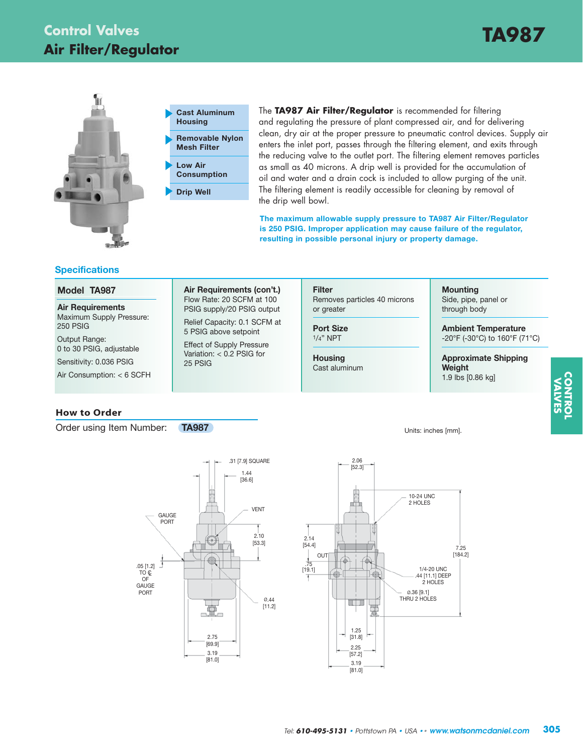# Control Valves
## Air Filter/Regulator

# TA987

- **Cast Aluminum Housing**
- **Removable Nylon Mesh Filter**
- **Low Air Consumption**
- **Drip Well**

The **TA987 Air Filter/Regulator** is recommended for filtering and regulating the pressure of plant compressed air, and for delivering clean, dry air at the proper pressure to pneumatic control devices. Supply air enters the inlet port, passes through the filtering element, and exits through the reducing valve to the outlet port. The filtering element removes particles as small as 40 microns. A drip well is provided for the accumulation of oil and water and a drain cock is included to allow purging of the unit. The filtering element is readily accessible for cleaning by removal of the drip well bowl.

**The maximum allowable supply pressure to TA987 Air Filter/Regulator is 250 PSIG. Improper application may cause failure of the regulator, resulting in possible personal injury or property damage.**

## Specifications

**Model TA987**

**Air Requirements**
Maximum Supply Pressure: 250 PSIG
Output Range: 0 to 30 PSIG, adjustable
Sensitivity: 0.036 PSIG
Air Consumption: < 6 SCFH

**Air Requirements (con't.)**
Flow Rate: 20 SCFM at 100 PSIG supply/20 PSIG output
Relief Capacity: 0.1 SCFM at 5 PSIG above setpoint
Effect of Supply Pressure Variation: < 0.2 PSIG for 25 PSIG

**Filter**
Removes particles 40 microns or greater

**Port Size**
1/4" NPT

**Housing**
Cast aluminum

**Mounting**
Side, pipe, panel or through body

**Ambient Temperature**
-20°F (-30°C) to 160°F (71°C)

**Approximate Shipping Weight**
1.9 lbs [0.86 kg]

## How to Order

Order using Item Number: **TA987**

Units: inches [mm].

.31 [7.9] SQUARE; 1.44 [36.6]; VENT; GAUGE PORT; 2.10 [53.3]; .05 [1.2] TO ℄ OF GAUGE PORT; Ø.44 [11.2]; 2.75 [69.9]; 3.19 [81.0]

2.06 [52.3]; 10-24 UNC 2 HOLES; 2.14 [54.4]; OUT; .75 [19.1]; 7.25 [184.2]; 1/4-20 UNC .44 [11.1] DEEP 2 HOLES; Ø.36 [9.1] THRU 2 HOLES; 1.25 [31.8]; 2.25 [57.2]; 3.19 [81.0]

CONTROL VALVES

Tel: 610-495-5131 • Pottstown PA • USA •• www.watsonmcdaniel.com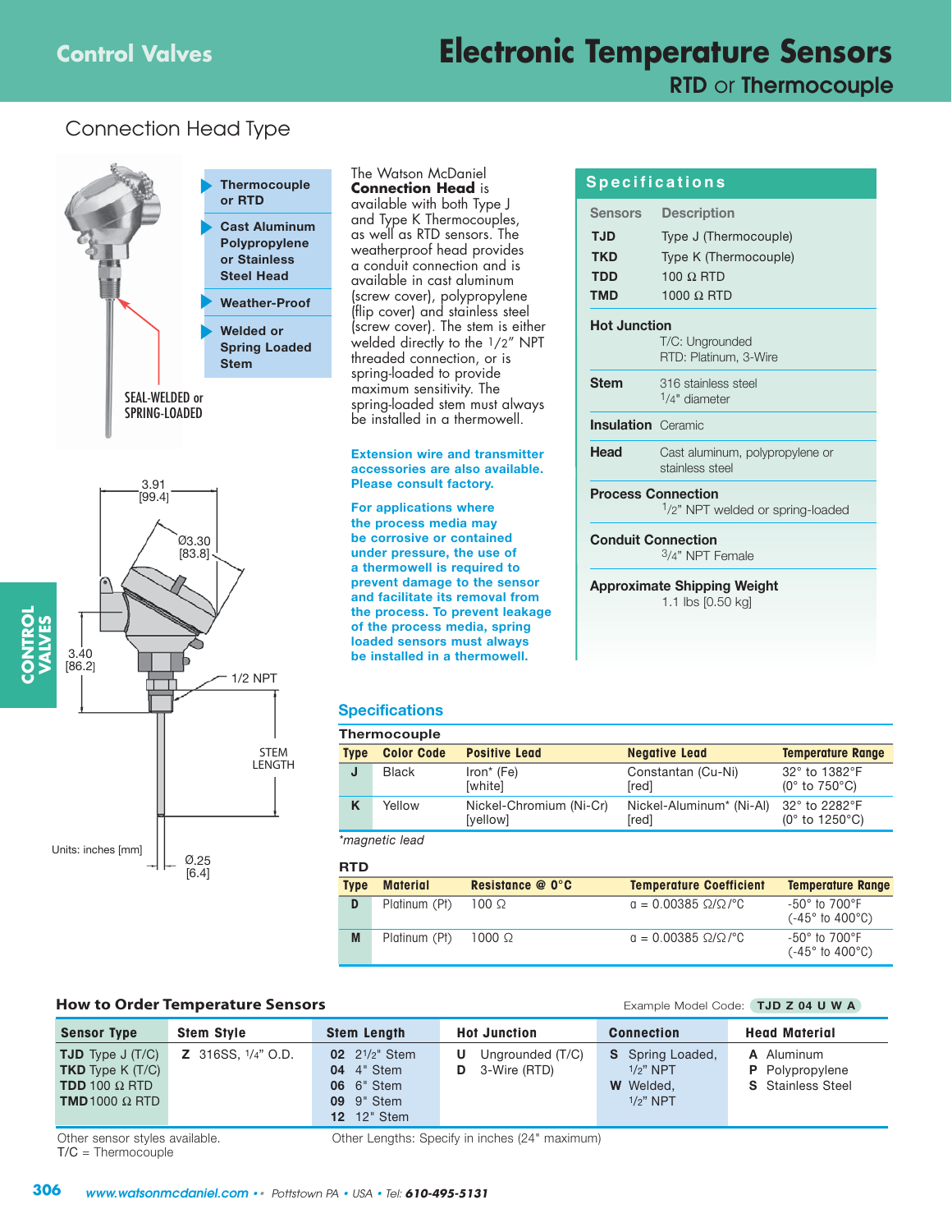# Electronic Temperature Sensors

## RTD or Thermocouple

### Connection Head Type

- **Thermocouple or RTD**
- **Cast Aluminum Polypropylene or Stainless Steel Head**
- **Weather-Proof**
- **Welded or Spring Loaded Stem**

SEAL-WELDED or SPRING-LOADED

The Watson McDaniel **Connection Head** is available with both Type J and Type K Thermocouples, as well as RTD sensors. The weatherproof head provides a conduit connection and is available in cast aluminum (screw cover), polypropylene (flip cover) and stainless steel (screw cover). The stem is either welded directly to the 1/2" NPT threaded connection, or is spring-loaded to provide maximum sensitivity. The spring-loaded stem must always be installed in a thermowell.

**Extension wire and transmitter accessories are also available. Please consult factory.**

**For applications where the process media may be corrosive or contained under pressure, the use of a thermowell is required to prevent damage to the sensor and facilitate its removal from the process. To prevent leakage of the process media, spring loaded sensors must always be installed in a thermowell.**

3.91 [99.4]
Ø3.30 [83.8]
3.40 [86.2]
1/2 NPT
STEM LENGTH
Ø.25 [6.4]
Units: inches [mm]

### Specifications

| Sensors | Description |
|---|---|
| **TJD** | Type J (Thermocouple) |
| **TKD** | Type K (Thermocouple) |
| **TDD** | 100 Ω RTD |
| **TMD** | 1000 Ω RTD |

**Hot Junction**
T/C: Ungrounded
RTD: Platinum, 3-Wire

**Stem**
316 stainless steel
1/4" diameter

**Insulation** Ceramic

**Head**
Cast aluminum, polypropylene or stainless steel

**Process Connection**
1/2" NPT welded or spring-loaded

**Conduit Connection**
3/4" NPT Female

**Approximate Shipping Weight**
1.1 lbs [0.50 kg]

### Specifications

**Thermocouple**

| Type | Color Code | Positive Lead | Negative Lead | Temperature Range |
|---|---|---|---|---|
| **J** | Black | Iron* (Fe) [white] | Constantan (Cu-Ni) [red] | 32° to 1382°F (0° to 750°C) |
| **K** | Yellow | Nickel-Chromium (Ni-Cr) [yellow] | Nickel-Aluminum* (Ni-Al) [red] | 32° to 2282°F (0° to 1250°C) |

*magnetic lead

**RTD**

| Type | Material | Resistance @ 0°C | Temperature Coefficient | Temperature Range |
|---|---|---|---|---|
| **D** | Platinum (Pt) | 100 Ω | $\alpha$ = 0.00385 Ω/Ω/°C | -50° to 700°F (-45° to 400°C) |
| **M** | Platinum (Pt) | 1000 Ω | $\alpha$ = 0.00385 Ω/Ω/°C | -50° to 700°F (-45° to 400°C) |

### How to Order Temperature Sensors

Example Model Code: **TJD Z 04 U W A**

| Sensor Type | Stem Style | Stem Length | Hot Junction | Connection | Head Material |
|---|---|---|---|---|---|
| **TJD** Type J (T/C)<br>**TKD** Type K (T/C)<br>**TDD** 100 Ω RTD<br>**TMD** 1000 Ω RTD | **Z** 316SS, 1/4" O.D. | **02** 2 1/2" Stem<br>**04** 4" Stem<br>**06** 6" Stem<br>**09** 9" Stem<br>**12** 12" Stem | **U** Ungrounded (T/C)<br>**D** 3-Wire (RTD) | **S** Spring Loaded, 1/2" NPT<br>**W** Welded, 1/2" NPT | **A** Aluminum<br>**P** Polypropylene<br>**S** Stainless Steel |

Other sensor styles available.
T/C = Thermocouple

Other Lengths: Specify in inches (24" maximum)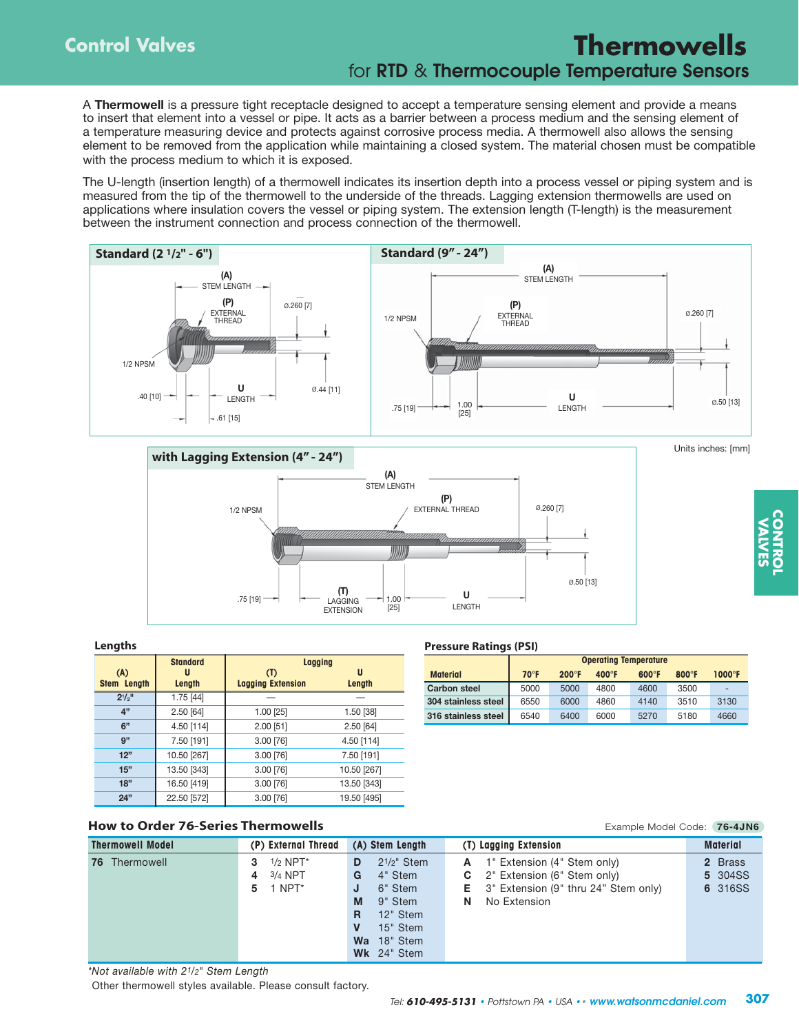# Thermowells

## for RTD & Thermocouple Temperature Sensors

A **Thermowell** is a pressure tight receptacle designed to accept a temperature sensing element and provide a means to insert that element into a vessel or pipe. It acts as a barrier between a process medium and the sensing element of a temperature measuring device and protects against corrosive process media. A thermowell also allows the sensing element to be removed from the application while maintaining a closed system. The material chosen must be compatible with the process medium to which it is exposed.

The U-length (insertion length) of a thermowell indicates its insertion depth into a process vessel or piping system and is measured from the tip of the thermowell to the underside of the threads. Lagging extension thermowells are used on applications where insulation covers the vessel or piping system. The extension length (T-length) is the measurement between the instrument connection and process connection of the thermowell.

### Standard (2 1/2" - 6")

(A)
STEM LENGTH
(P)
EXTERNAL
THREAD
Ø.260 [7]
1/2 NPSM
U
LENGTH
Ø.44 [11]
.40 [10]
.61 [15]

### Standard (9" - 24")

(A)
STEM LENGTH
(P)
EXTERNAL
THREAD
1/2 NPSM
Ø.260 [7]
.75 [19]
1.00
[25]
U
LENGTH
Ø.50 [13]

### with Lagging Extension (4" - 24")

(A)
STEM LENGTH
(P)
EXTERNAL THREAD
1/2 NPSM
Ø.260 [7]
Ø.50 [13]
.75 [19]
(T)
LAGGING
EXTENSION
1.00
[25]
U
LENGTH

Units inches: [mm]

### Lengths

| (A) Stem Length | Standard U Length | Lagging (T) Lagging Extension | Lagging U Length |
|---|---|---|---|
| 2 1/2" | 1.75 [44] | — | — |
| 4" | 2.50 [64] | 1.00 [25] | 1.50 [38] |
| 6" | 4.50 [114] | 2.00 [51] | 2.50 [64] |
| 9" | 7.50 [191] | 3.00 [76] | 4.50 [114] |
| 12" | 10.50 [267] | 3.00 [76] | 7.50 [191] |
| 15" | 13.50 [343] | 3.00 [76] | 10.50 [267] |
| 18" | 16.50 [419] | 3.00 [76] | 13.50 [343] |
| 24" | 22.50 [572] | 3.00 [76] | 19.50 [495] |

### Pressure Ratings (PSI)

| Material | Operating Temperature 70°F | 200°F | 400°F | 600°F | 800°F | 1000°F |
|---|---|---|---|---|---|---|
| Carbon steel | 5000 | 5000 | 4800 | 4600 | 3500 | - |
| 304 stainless steel | 6550 | 6000 | 4860 | 4140 | 3510 | 3130 |
| 316 stainless steel | 6540 | 6400 | 6000 | 5270 | 5180 | 4660 |

### How to Order 76-Series Thermowells

Example Model Code: **76-4JN6**

| Thermowell Model | (P) External Thread | (A) Stem Length | (T) Lagging Extension | Material |
|---|---|---|---|---|
| **76** Thermowell | **3** 1/2 NPT* | **D** 2 1/2" Stem | **A** 1" Extension (4" Stem only) | **2** Brass |
| | **4** 3/4 NPT | **G** 4" Stem | **C** 2" Extension (6" Stem only) | **5** 304SS |
| | **5** 1 NPT* | **J** 6" Stem | **E** 3" Extension (9" thru 24" Stem only) | **6** 316SS |
| | | **M** 9" Stem | **N** No Extension | |
| | | **R** 12" Stem | | |
| | | **V** 15" Stem | | |
| | | **Wa** 18" Stem | | |
| | | **Wk** 24" Stem | | |

*Not available with 2 1/2" Stem Length*

Other thermowell styles available. Please consult factory.